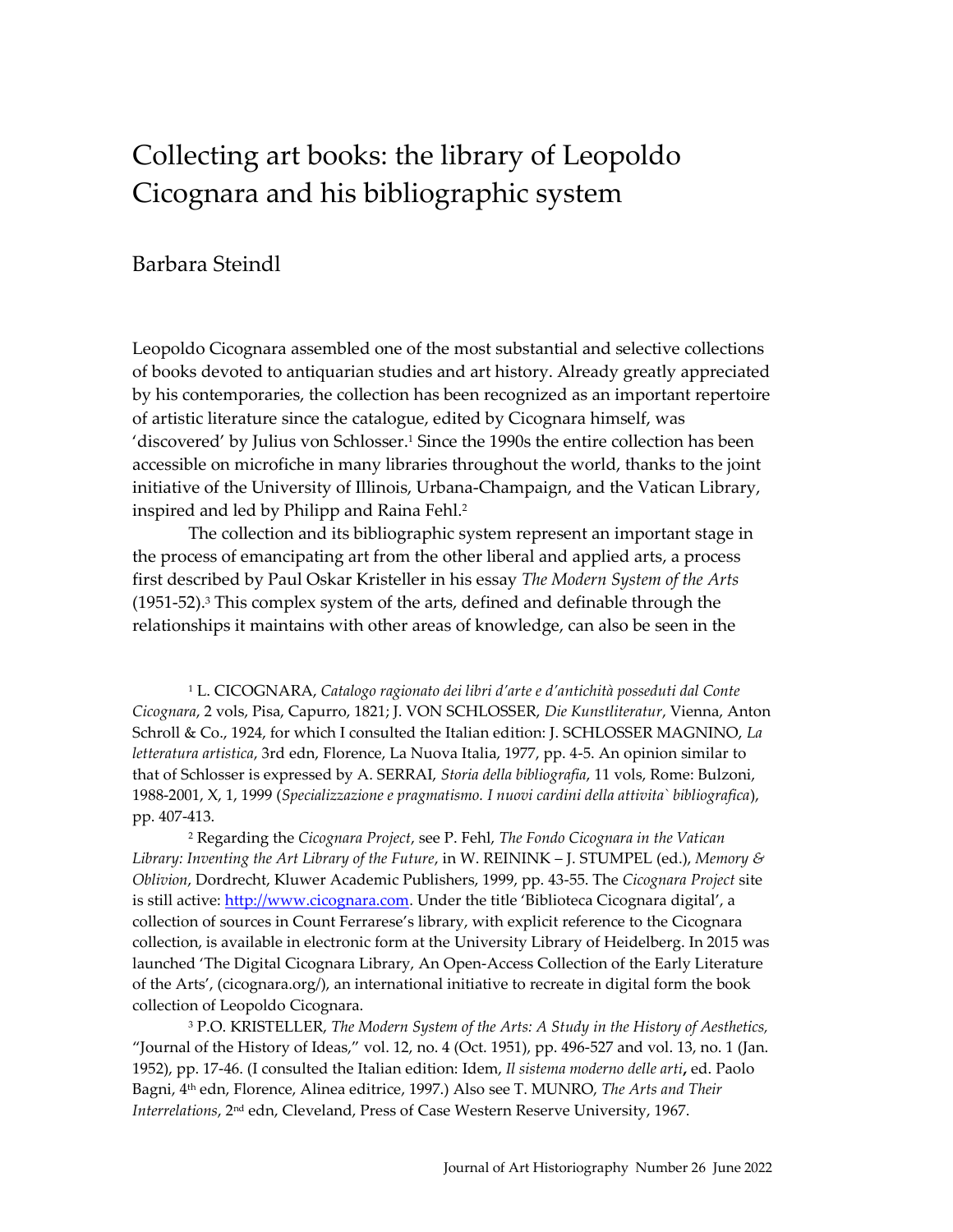# Collecting art books: the library of Leopoldo Cicognara and his bibliographic system

Barbara Steindl

Leopoldo Cicognara assembled one of the most substantial and selective collections of books devoted to antiquarian studies and art history. Already greatly appreciated by his contemporaries, the collection has been recognized as an important repertoire of artistic literature since the catalogue, edited by Cicognara himself, was 'discovered' by Julius von Schlosser.[1] Since the 1990s the entire collection has been accessible on microfiche in many libraries throughout the world, thanks to the joint initiative of the University of Illinois, Urbana-Champaign, and the Vatican Library, inspired and led by Philipp and Raina Fehl.[2]

The collection and its bibliographic system represent an important stage in the process of emancipating art from the other liberal and applied arts, a process first described by Paul Oskar Kristeller in his essay *The Modern System of the Arts* (1951-52).[3] This complex system of the arts, defined and definable through the relationships it maintains with other areas of knowledge, can also be seen in the

[1] L. CICOGNARA, *Catalogo ragionato dei libri d'arte e d'antichità posseduti dal Conte Cicognara*, 2 vols, Pisa, Capurro, 1821; J. VON SCHLOSSER, *Die Kunstliteratur*, Vienna, Anton Schroll & Co., 1924, for which I consulted the Italian edition: J. SCHLOSSER MAGNINO, *La letteratura artistica*, 3rd edn, Florence, La Nuova Italia, 1977, pp. 4-5. An opinion similar to that of Schlosser is expressed by A. SERRAI, *Storia della bibliografia*, 11 vols, Rome: Bulzoni, 1988-2001, X, 1, 1999 (*Specializzazione e pragmatismo. I nuovi cardini della attivita` bibliografica*), pp. 407-413.

[2] Regarding the *Cicognara Project*, see P. Fehl, *The Fondo Cicognara in the Vatican Library: Inventing the Art Library of the Future*, in W. REININK – J. STUMPEL (ed.), *Memory & Oblivion*, Dordrecht, Kluwer Academic Publishers, 1999, pp. 43-55. The *Cicognara Project* site is still active: http://www.cicognara.com. Under the title 'Biblioteca Cicognara digital', a collection of sources in Count Ferrarese's library, with explicit reference to the Cicognara collection, is available in electronic form at the University Library of Heidelberg. In 2015 was launched 'The Digital Cicognara Library, An Open-Access Collection of the Early Literature of the Arts', (cicognara.org/), an international initiative to recreate in digital form the book collection of Leopoldo Cicognara.

[3] P.O. KRISTELLER, *The Modern System of the Arts: A Study in the History of Aesthetics,* "Journal of the History of Ideas," vol. 12, no. 4 (Oct. 1951), pp. 496-527 and vol. 13, no. 1 (Jan. 1952), pp. 17-46. (I consulted the Italian edition: Idem, *Il sistema moderno delle arti*, ed. Paolo Bagni, 4th edn, Florence, Alinea editrice, 1997.) Also see T. MUNRO, *The Arts and Their Interrelations*, 2nd edn, Cleveland, Press of Case Western Reserve University, 1967.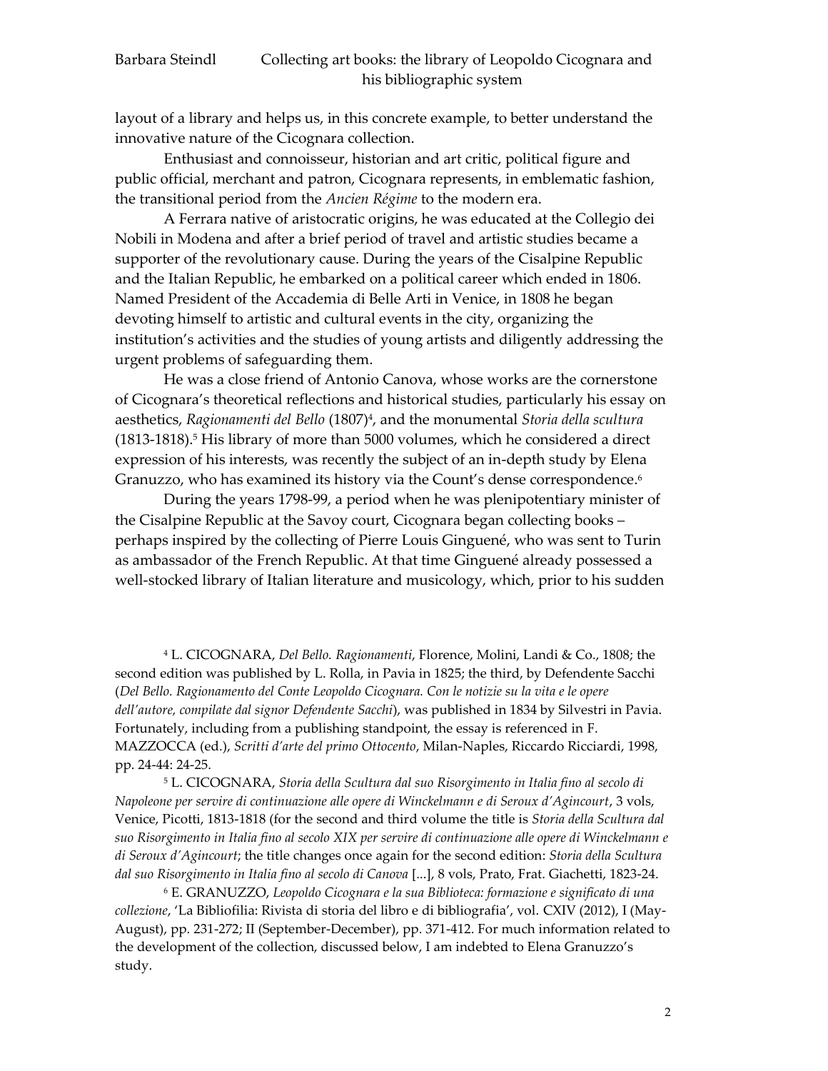layout of a library and helps us, in this concrete example, to better understand the innovative nature of the Cicognara collection.

Enthusiast and connoisseur, historian and art critic, political figure and public official, merchant and patron, Cicognara represents, in emblematic fashion, the transitional period from the *Ancien Régime* to the modern era.

A Ferrara native of aristocratic origins, he was educated at the Collegio dei Nobili in Modena and after a brief period of travel and artistic studies became a supporter of the revolutionary cause. During the years of the Cisalpine Republic and the Italian Republic, he embarked on a political career which ended in 1806. Named President of the Accademia di Belle Arti in Venice, in 1808 he began devoting himself to artistic and cultural events in the city, organizing the institution's activities and the studies of young artists and diligently addressing the urgent problems of safeguarding them.

He was a close friend of Antonio Canova, whose works are the cornerstone of Cicognara's theoretical reflections and historical studies, particularly his essay on aesthetics, *Ragionamenti del Bello* (1807)[4], and the monumental *Storia della scultura* (1813-1818).[5] His library of more than 5000 volumes, which he considered a direct expression of his interests, was recently the subject of an in-depth study by Elena Granuzzo, who has examined its history via the Count's dense correspondence.[6]

During the years 1798-99, a period when he was plenipotentiary minister of the Cisalpine Republic at the Savoy court, Cicognara began collecting books – perhaps inspired by the collecting of Pierre Louis Ginguené, who was sent to Turin as ambassador of the French Republic. At that time Ginguené already possessed a well-stocked library of Italian literature and musicology, which, prior to his sudden

[4] L. CICOGNARA, *Del Bello. Ragionamenti*, Florence, Molini, Landi & Co., 1808; the second edition was published by L. Rolla, in Pavia in 1825; the third, by Defendente Sacchi (*Del Bello. Ragionamento del Conte Leopoldo Cicognara. Con le notizie su la vita e le opere dell'autore, compilate dal signor Defendente Sacchi*), was published in 1834 by Silvestri in Pavia. Fortunately, including from a publishing standpoint, the essay is referenced in F. MAZZOCCA (ed.), *Scritti d'arte del primo Ottocento*, Milan-Naples, Riccardo Ricciardi, 1998, pp. 24-44: 24-25.

[5] L. CICOGNARA, *Storia della Scultura dal suo Risorgimento in Italia fino al secolo di Napoleone per servire di continuazione alle opere di Winckelmann e di Seroux d'Agincourt*, 3 vols, Venice, Picotti, 1813-1818 (for the second and third volume the title is *Storia della Scultura dal suo Risorgimento in Italia fino al secolo XIX per servire di continuazione alle opere di Winckelmann e di Seroux d'Agincourt*; the title changes once again for the second edition: *Storia della Scultura dal suo Risorgimento in Italia fino al secolo di Canova* [...], 8 vols, Prato, Frat. Giachetti, 1823-24.

[6] E. GRANUZZO, *Leopoldo Cicognara e la sua Biblioteca: formazione e significato di una collezione*, 'La Bibliofilia: Rivista di storia del libro e di bibliografia', vol. CXIV (2012), I (May-August), pp. 231-272; II (September-December), pp. 371-412. For much information related to the development of the collection, discussed below, I am indebted to Elena Granuzzo's study.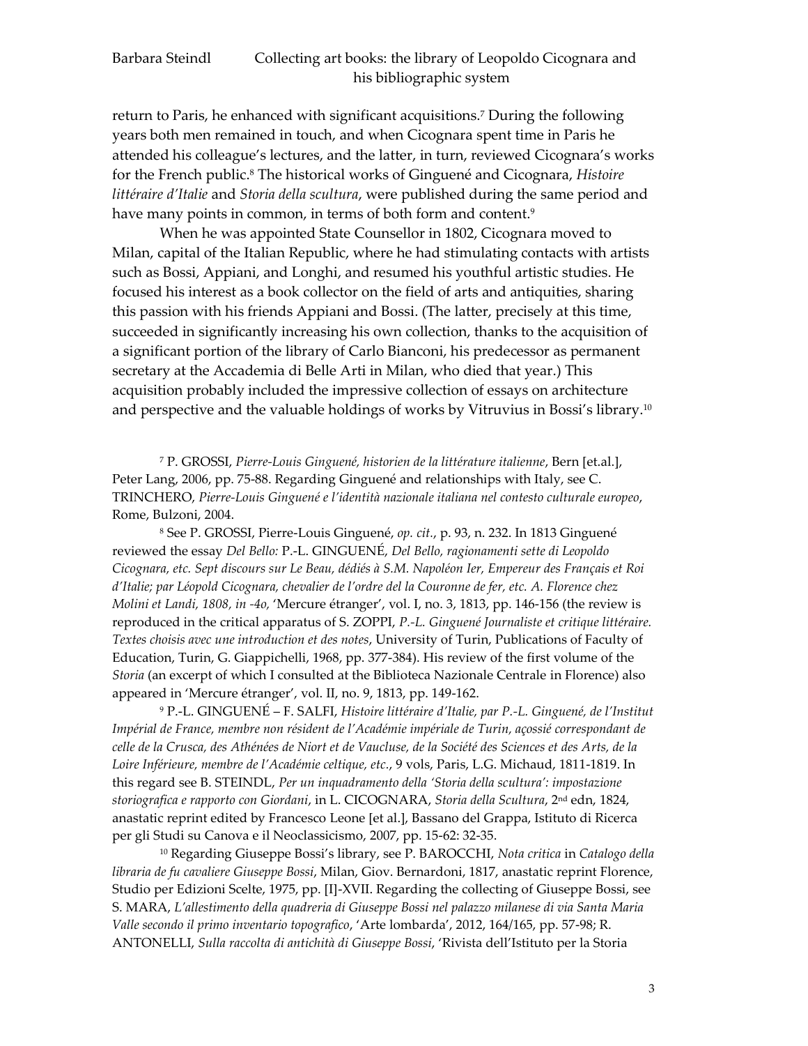return to Paris, he enhanced with significant acquisitions.[7] During the following years both men remained in touch, and when Cicognara spent time in Paris he attended his colleague's lectures, and the latter, in turn, reviewed Cicognara's works for the French public.[8] The historical works of Ginguené and Cicognara, *Histoire littéraire d'Italie* and *Storia della scultura*, were published during the same period and have many points in common, in terms of both form and content.[9]

When he was appointed State Counsellor in 1802, Cicognara moved to Milan, capital of the Italian Republic, where he had stimulating contacts with artists such as Bossi, Appiani, and Longhi, and resumed his youthful artistic studies. He focused his interest as a book collector on the field of arts and antiquities, sharing this passion with his friends Appiani and Bossi. (The latter, precisely at this time, succeeded in significantly increasing his own collection, thanks to the acquisition of a significant portion of the library of Carlo Bianconi, his predecessor as permanent secretary at the Accademia di Belle Arti in Milan, who died that year.) This acquisition probably included the impressive collection of essays on architecture and perspective and the valuable holdings of works by Vitruvius in Bossi's library.[10]

[7] P. GROSSI, *Pierre-Louis Ginguené, historien de la littérature italienne*, Bern [et.al.], Peter Lang, 2006, pp. 75-88. Regarding Ginguené and relationships with Italy, see C. TRINCHERO, *Pierre-Louis Ginguené e l'identità nazionale italiana nel contesto culturale europeo*, Rome, Bulzoni, 2004.

[8] See P. GROSSI, Pierre-Louis Ginguené, *op. cit.*, p. 93, n. 232. In 1813 Ginguené reviewed the essay *Del Bello:* P.-L. GINGUENÉ, *Del Bello, ragionamenti sette di Leopoldo Cicognara, etc. Sept discours sur Le Beau, dédiés à S.M. Napoléon Ier, Empereur des Français et Roi d'Italie; par Léopold Cicognara, chevalier de l'ordre del la Couronne de fer, etc. A. Florence chez Molini et Landi, 1808, in -4o,* 'Mercure étranger', vol. I, no. 3, 1813, pp. 146-156 (the review is reproduced in the critical apparatus of S. ZOPPI, *P.-L. Ginguené Journaliste et critique littéraire. Textes choisis avec une introduction et des notes*, University of Turin, Publications of Faculty of Education, Turin, G. Giappichelli, 1968, pp. 377-384). His review of the first volume of the *Storia* (an excerpt of which I consulted at the Biblioteca Nazionale Centrale in Florence) also appeared in 'Mercure étranger', vol. II, no. 9, 1813, pp. 149-162.

[9] P.-L. GINGUENÉ – F. SALFI, *Histoire littéraire d'Italie, par P.-L. Ginguené, de l'Institut Impérial de France, membre non résident de l'Académie impériale de Turin, açossié correspondant de celle de la Crusca, des Athénées de Niort et de Vaucluse, de la Société des Sciences et des Arts, de la Loire Inférieure, membre de l'Académie celtique, etc.*, 9 vols, Paris, L.G. Michaud, 1811-1819. In this regard see B. STEINDL, *Per un inquadramento della 'Storia della scultura': impostazione storiografica e rapporto con Giordani*, in L. CICOGNARA, *Storia della Scultura*, 2nd edn, 1824, anastatic reprint edited by Francesco Leone [et al.], Bassano del Grappa, Istituto di Ricerca per gli Studi su Canova e il Neoclassicismo, 2007, pp. 15-62: 32-35.

[10] Regarding Giuseppe Bossi's library, see P. BAROCCHI, *Nota critica* in *Catalogo della libraria de fu cavaliere Giuseppe Bossi*, Milan, Giov. Bernardoni, 1817, anastatic reprint Florence, Studio per Edizioni Scelte, 1975, pp. [I]-XVII. Regarding the collecting of Giuseppe Bossi, see S. MARA, *L'allestimento della quadreria di Giuseppe Bossi nel palazzo milanese di via Santa Maria Valle secondo il primo inventario topografico*, 'Arte lombarda', 2012, 164/165, pp. 57-98; R. ANTONELLI, *Sulla raccolta di antichità di Giuseppe Bossi*, 'Rivista dell'Istituto per la Storia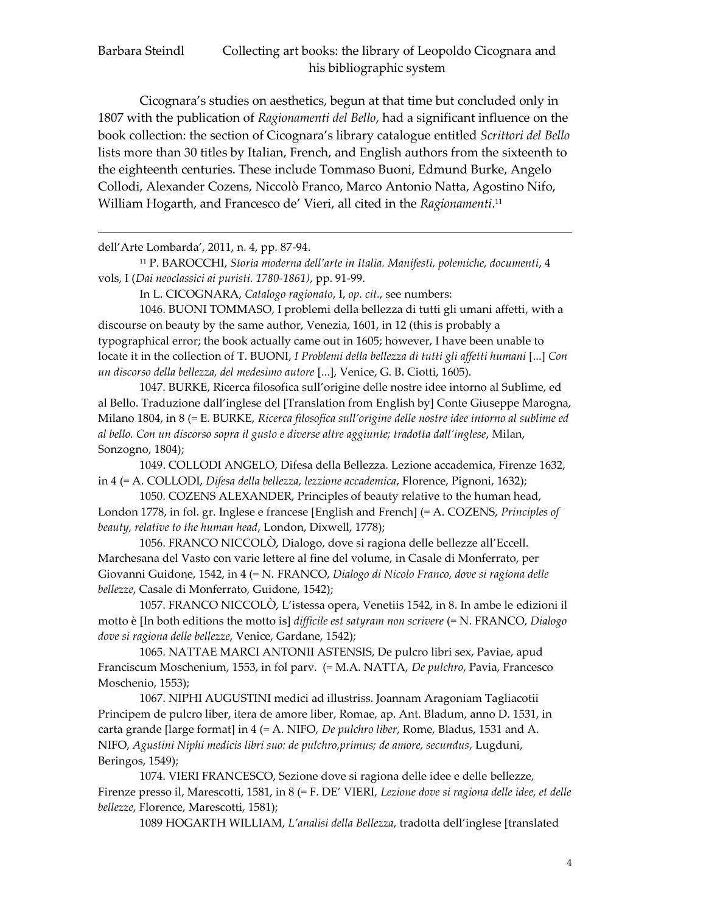Cicognara's studies on aesthetics, begun at that time but concluded only in 1807 with the publication of *Ragionamenti del Bello*, had a significant influence on the book collection: the section of Cicognara's library catalogue entitled *Scrittori del Bello* lists more than 30 titles by Italian, French, and English authors from the sixteenth to the eighteenth centuries. These include Tommaso Buoni, Edmund Burke, Angelo Collodi, Alexander Cozens, Niccolò Franco, Marco Antonio Natta, Agostino Nifo, William Hogarth, and Francesco de' Vieri, all cited in the *Ragionamenti*.[11]

---

dell'Arte Lombarda', 2011, n. 4, pp. 87-94.

[11] P. BAROCCHI, *Storia moderna dell'arte in Italia. Manifesti, polemiche, documenti*, 4 vols, I (*Dai neoclassici ai puristi. 1780-1861)*, pp. 91-99.

In L. CICOGNARA, *Catalogo ragionato*, I, *op. cit.*, see numbers:

1046. BUONI TOMMASO, I problemi della bellezza di tutti gli umani affetti, with a discourse on beauty by the same author, Venezia, 1601, in 12 (this is probably a typographical error; the book actually came out in 1605; however, I have been unable to locate it in the collection of T. BUONI, *I Problemi della bellezza di tutti gli affetti humani* [...] *Con un discorso della bellezza, del medesimo autore* [...], Venice, G. B. Ciotti, 1605).

1047. BURKE, Ricerca filosofica sull'origine delle nostre idee intorno al Sublime, ed al Bello. Traduzione dall'inglese del [Translation from English by] Conte Giuseppe Marogna, Milano 1804, in 8 (= E. BURKE, *Ricerca filosofica sull'origine delle nostre idee intorno al sublime ed al bello. Con un discorso sopra il gusto e diverse altre aggiunte; tradotta dall'inglese*, Milan, Sonzogno, 1804);

1049. COLLODI ANGELO, Difesa della Bellezza. Lezione accademica, Firenze 1632, in 4 (= A. COLLODI, *Difesa della bellezza, lezzione accademica*, Florence, Pignoni, 1632);

1050. COZENS ALEXANDER, Principles of beauty relative to the human head, London 1778, in fol. gr. Inglese e francese [English and French] (= A. COZENS, *Principles of beauty, relative to the human head*, London, Dixwell, 1778);

1056. FRANCO NICCOLÒ, Dialogo, dove si ragiona delle bellezze all'Eccell. Marchesana del Vasto con varie lettere al fine del volume, in Casale di Monferrato, per Giovanni Guidone, 1542, in 4 (= N. FRANCO, *Dialogo di Nicolo Franco, dove si ragiona delle bellezze*, Casale di Monferrato, Guidone, 1542);

1057. FRANCO NICCOLÒ, L'istessa opera, Venetiis 1542, in 8. In ambe le edizioni il motto è [In both editions the motto is] *difficile est satyram non scrivere* (= N. FRANCO, *Dialogo dove si ragiona delle bellezze*, Venice, Gardane, 1542);

1065. NATTAE MARCI ANTONII ASTENSIS, De pulcro libri sex, Paviae, apud Franciscum Moschenium, 1553, in fol parv. (= M.A. NATTA, *De pulchro*, Pavia, Francesco Moschenio, 1553);

1067. NIPHI AUGUSTINI medici ad illustriss. Joannam Aragoniam Tagliacotii Principem de pulcro liber, itera de amore liber, Romae, ap. Ant. Bladum, anno D. 1531, in carta grande [large format] in 4 (= A. NIFO, *De pulchro liber*, Rome, Bladus, 1531 and A. NIFO, *Agustini Niphi medicis libri suo: de pulchro,primus; de amore, secundus*, Lugduni, Beringos, 1549);

1074. VIERI FRANCESCO, Sezione dove si ragiona delle idee e delle bellezze, Firenze presso il, Marescotti, 1581, in 8 (= F. DE' VIERI, *Lezione dove si ragiona delle idee, et delle bellezze*, Florence, Marescotti, 1581);

1089 HOGARTH WILLIAM, *L'analisi della Bellezza*, tradotta dell'inglese [translated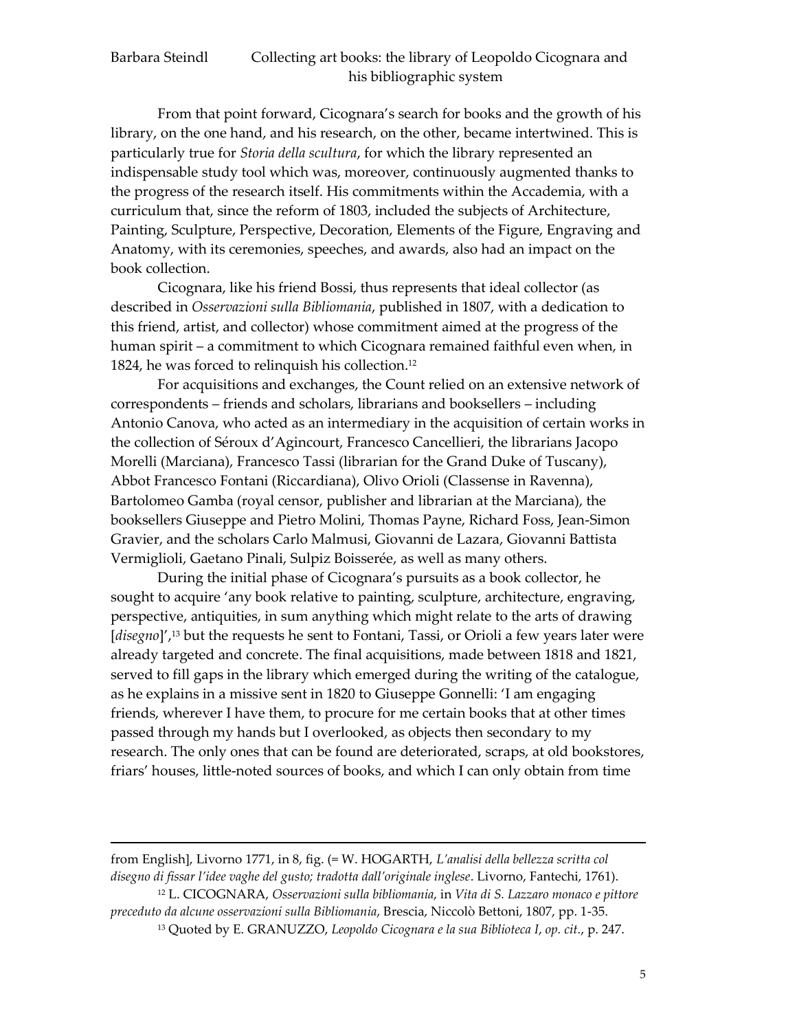From that point forward, Cicognara's search for books and the growth of his library, on the one hand, and his research, on the other, became intertwined. This is particularly true for *Storia della scultura*, for which the library represented an indispensable study tool which was, moreover, continuously augmented thanks to the progress of the research itself. His commitments within the Accademia, with a curriculum that, since the reform of 1803, included the subjects of Architecture, Painting, Sculpture, Perspective, Decoration, Elements of the Figure, Engraving and Anatomy, with its ceremonies, speeches, and awards, also had an impact on the book collection.

Cicognara, like his friend Bossi, thus represents that ideal collector (as described in *Osservazioni sulla Bibliomania*, published in 1807, with a dedication to this friend, artist, and collector) whose commitment aimed at the progress of the human spirit – a commitment to which Cicognara remained faithful even when, in 1824, he was forced to relinquish his collection.[12]

For acquisitions and exchanges, the Count relied on an extensive network of correspondents – friends and scholars, librarians and booksellers – including Antonio Canova, who acted as an intermediary in the acquisition of certain works in the collection of Séroux d'Agincourt, Francesco Cancellieri, the librarians Jacopo Morelli (Marciana), Francesco Tassi (librarian for the Grand Duke of Tuscany), Abbot Francesco Fontani (Riccardiana), Olivo Orioli (Classense in Ravenna), Bartolomeo Gamba (royal censor, publisher and librarian at the Marciana), the booksellers Giuseppe and Pietro Molini, Thomas Payne, Richard Foss, Jean-Simon Gravier, and the scholars Carlo Malmusi, Giovanni de Lazara, Giovanni Battista Vermiglioli, Gaetano Pinali, Sulpiz Boisserée, as well as many others.

During the initial phase of Cicognara's pursuits as a book collector, he sought to acquire 'any book relative to painting, sculpture, architecture, engraving, perspective, antiquities, in sum anything which might relate to the arts of drawing [*disegno*]',[13] but the requests he sent to Fontani, Tassi, or Orioli a few years later were already targeted and concrete. The final acquisitions, made between 1818 and 1821, served to fill gaps in the library which emerged during the writing of the catalogue, as he explains in a missive sent in 1820 to Giuseppe Gonnelli: 'I am engaging friends, wherever I have them, to procure for me certain books that at other times passed through my hands but I overlooked, as objects then secondary to my research. The only ones that can be found are deteriorated, scraps, at old bookstores, friars' houses, little-noted sources of books, and which I can only obtain from time

---

from English], Livorno 1771, in 8, fig. (= W. HOGARTH, *L'analisi della bellezza scritta col disegno di fissar l'idee vaghe del gusto; tradotta dall'originale inglese*. Livorno, Fantechi, 1761).

[12] L. CICOGNARA, *Osservazioni sulla bibliomania*, in *Vita di S. Lazzaro monaco e pittore preceduto da alcune osservazioni sulla Bibliomania*, Brescia, Niccolò Bettoni, 1807, pp. 1-35.

[13] Quoted by E. GRANUZZO, *Leopoldo Cicognara e la sua Biblioteca I*, *op. cit.*, p. 247.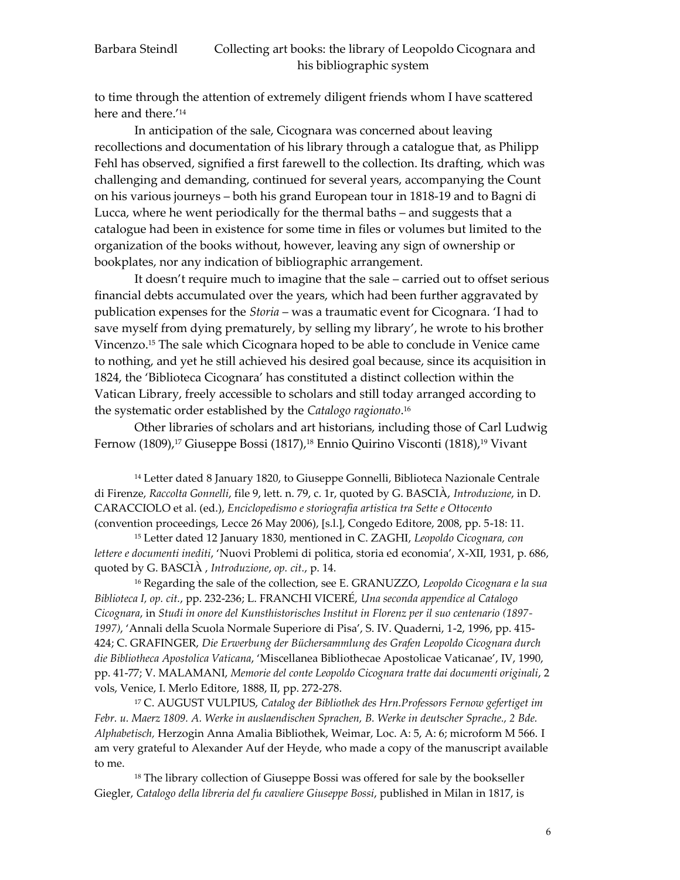to time through the attention of extremely diligent friends whom I have scattered here and there.'[14]

In anticipation of the sale, Cicognara was concerned about leaving recollections and documentation of his library through a catalogue that, as Philipp Fehl has observed, signified a first farewell to the collection. Its drafting, which was challenging and demanding, continued for several years, accompanying the Count on his various journeys – both his grand European tour in 1818-19 and to Bagni di Lucca, where he went periodically for the thermal baths – and suggests that a catalogue had been in existence for some time in files or volumes but limited to the organization of the books without, however, leaving any sign of ownership or bookplates, nor any indication of bibliographic arrangement.

It doesn't require much to imagine that the sale – carried out to offset serious financial debts accumulated over the years, which had been further aggravated by publication expenses for the *Storia* – was a traumatic event for Cicognara. 'I had to save myself from dying prematurely, by selling my library', he wrote to his brother Vincenzo.[15] The sale which Cicognara hoped to be able to conclude in Venice came to nothing, and yet he still achieved his desired goal because, since its acquisition in 1824, the 'Biblioteca Cicognara' has constituted a distinct collection within the Vatican Library, freely accessible to scholars and still today arranged according to the systematic order established by the *Catalogo ragionato*.[16]

Other libraries of scholars and art historians, including those of Carl Ludwig Fernow (1809),[17] Giuseppe Bossi (1817),[18] Ennio Quirino Visconti (1818),[19] Vivant

[14] Letter dated 8 January 1820, to Giuseppe Gonnelli, Biblioteca Nazionale Centrale di Firenze, *Raccolta Gonnelli*, file 9, lett. n. 79, c. 1r, quoted by G. BASCIÀ, *Introduzione*, in D. CARACCIOLO et al. (ed.), *Enciclopedismo e storiografia artistica tra Sette e Ottocento* (convention proceedings, Lecce 26 May 2006), [s.l.], Congedo Editore, 2008, pp. 5-18: 11.

[15] Letter dated 12 January 1830, mentioned in C. ZAGHI, *Leopoldo Cicognara, con lettere e documenti inediti*, 'Nuovi Problemi di politica, storia ed economia', X-XII, 1931, p. 686, quoted by G. BASCIÀ , *Introduzione*, *op. cit.*, p. 14.

[16] Regarding the sale of the collection, see E. GRANUZZO, *Leopoldo Cicognara e la sua Biblioteca I, op. cit.*, pp. 232-236; L. FRANCHI VICERÉ, *Una seconda appendice al Catalogo Cicognara*, in *Studi in onore del Kunsthistorisches Institut in Florenz per il suo centenario (1897-1997)*, 'Annali della Scuola Normale Superiore di Pisa', S. IV. Quaderni, 1-2, 1996, pp. 415-424; C. GRAFINGER, *Die Erwerbung der Büchersammlung des Grafen Leopoldo Cicognara durch die Bibliotheca Apostolica Vaticana*, 'Miscellanea Bibliothecae Apostolicae Vaticanae', IV, 1990, pp. 41-77; V. MALAMANI, *Memorie del conte Leopoldo Cicognara tratte dai documenti originali*, 2 vols, Venice, I. Merlo Editore, 1888, II, pp. 272-278.

[17] C. AUGUST VULPIUS, *Catalog der Bibliothek des Hrn.Professors Fernow gefertiget im Febr. u. Maerz 1809. A. Werke in auslaendischen Sprachen, B. Werke in deutscher Sprache., 2 Bde. Alphabetisch,* Herzogin Anna Amalia Bibliothek, Weimar, Loc. A: 5, A: 6; microform M 566. I am very grateful to Alexander Auf der Heyde, who made a copy of the manuscript available to me.

[18] The library collection of Giuseppe Bossi was offered for sale by the bookseller Giegler, *Catalogo della libreria del fu cavaliere Giuseppe Bossi*, published in Milan in 1817, is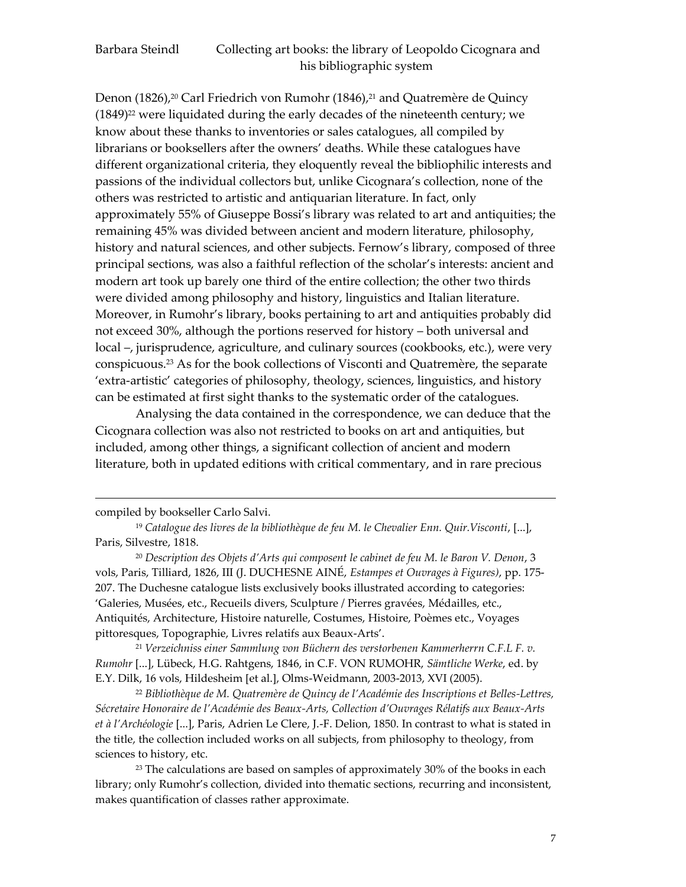Denon (1826),[20] Carl Friedrich von Rumohr (1846),[21] and Quatremère de Quincy (1849)[22] were liquidated during the early decades of the nineteenth century; we know about these thanks to inventories or sales catalogues, all compiled by librarians or booksellers after the owners' deaths. While these catalogues have different organizational criteria, they eloquently reveal the bibliophilic interests and passions of the individual collectors but, unlike Cicognara's collection, none of the others was restricted to artistic and antiquarian literature. In fact, only approximately 55% of Giuseppe Bossi's library was related to art and antiquities; the remaining 45% was divided between ancient and modern literature, philosophy, history and natural sciences, and other subjects. Fernow's library, composed of three principal sections, was also a faithful reflection of the scholar's interests: ancient and modern art took up barely one third of the entire collection; the other two thirds were divided among philosophy and history, linguistics and Italian literature. Moreover, in Rumohr's library, books pertaining to art and antiquities probably did not exceed 30%, although the portions reserved for history – both universal and local –, jurisprudence, agriculture, and culinary sources (cookbooks, etc.), were very conspicuous.[23] As for the book collections of Visconti and Quatremère, the separate 'extra-artistic' categories of philosophy, theology, sciences, linguistics, and history can be estimated at first sight thanks to the systematic order of the catalogues.

Analysing the data contained in the correspondence, we can deduce that the Cicognara collection was also not restricted to books on art and antiquities, but included, among other things, a significant collection of ancient and modern literature, both in updated editions with critical commentary, and in rare precious

---

compiled by bookseller Carlo Salvi.

[19] *Catalogue des livres de la bibliothèque de feu M. le Chevalier Enn. Quir.Visconti*, [...], Paris, Silvestre, 1818.

[20] *Description des Objets d'Arts qui composent le cabinet de feu M. le Baron V. Denon*, 3 vols, Paris, Tilliard, 1826, III (J. DUCHESNE AINÉ, *Estampes et Ouvrages à Figures)*, pp. 175-207. The Duchesne catalogue lists exclusively books illustrated according to categories: 'Galeries, Musées, etc., Recueils divers, Sculpture / Pierres gravées, Médailles, etc., Antiquités, Architecture, Histoire naturelle, Costumes, Histoire, Poèmes etc., Voyages pittoresques, Topographie, Livres relatifs aux Beaux-Arts'.

[21] *Verzeichniss einer Sammlung von Büchern des verstorbenen Kammerherrn C.F.L F. v. Rumohr* [...], Lübeck, H.G. Rahtgens, 1846, in C.F. VON RUMOHR, *Sämtliche Werke*, ed. by E.Y. Dilk, 16 vols, Hildesheim [et al.], Olms-Weidmann, 2003-2013, XVI (2005).

[22] *Bibliothèque de M. Quatremère de Quincy de l'Académie des Inscriptions et Belles-Lettres, Sécretaire Honoraire de l'Académie des Beaux-Arts, Collection d'Ouvrages Rélatifs aux Beaux-Arts et à l'Archéologie* [...], Paris, Adrien Le Clere, J.-F. Delion, 1850. In contrast to what is stated in the title, the collection included works on all subjects, from philosophy to theology, from sciences to history, etc.

[23] The calculations are based on samples of approximately 30% of the books in each library; only Rumohr's collection, divided into thematic sections, recurring and inconsistent, makes quantification of classes rather approximate.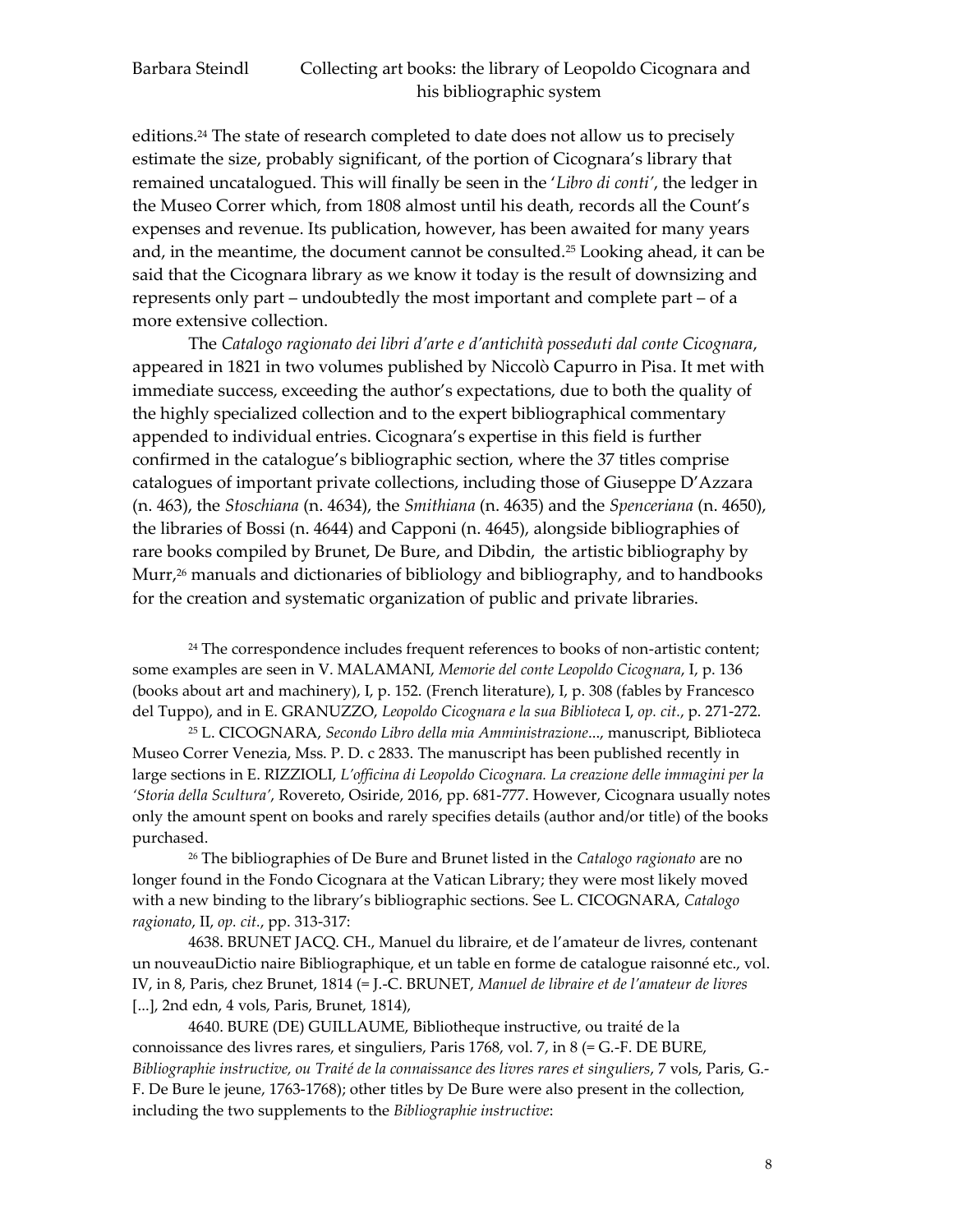editions.[24] The state of research completed to date does not allow us to precisely estimate the size, probably significant, of the portion of Cicognara's library that remained uncatalogued. This will finally be seen in the '*Libro di conti*', the ledger in the Museo Correr which, from 1808 almost until his death, records all the Count's expenses and revenue. Its publication, however, has been awaited for many years and, in the meantime, the document cannot be consulted.[25] Looking ahead, it can be said that the Cicognara library as we know it today is the result of downsizing and represents only part – undoubtedly the most important and complete part – of a more extensive collection.

The *Catalogo ragionato dei libri d'arte e d'antichità posseduti dal conte Cicognara*, appeared in 1821 in two volumes published by Niccolò Capurro in Pisa. It met with immediate success, exceeding the author's expectations, due to both the quality of the highly specialized collection and to the expert bibliographical commentary appended to individual entries. Cicognara's expertise in this field is further confirmed in the catalogue's bibliographic section, where the 37 titles comprise catalogues of important private collections, including those of Giuseppe D'Azzara (n. 463), the *Stoschiana* (n. 4634), the *Smithiana* (n. 4635) and the *Spenceriana* (n. 4650), the libraries of Bossi (n. 4644) and Capponi (n. 4645), alongside bibliographies of rare books compiled by Brunet, De Bure, and Dibdin, the artistic bibliography by Murr,[26] manuals and dictionaries of bibliology and bibliography, and to handbooks for the creation and systematic organization of public and private libraries.

[24] The correspondence includes frequent references to books of non-artistic content; some examples are seen in V. MALAMANI, *Memorie del conte Leopoldo Cicognara*, I, p. 136 (books about art and machinery), I, p. 152. (French literature), I, p. 308 (fables by Francesco del Tuppo), and in E. GRANUZZO, *Leopoldo Cicognara e la sua Biblioteca* I, *op. cit.*, p. 271-272.

[25] L. CICOGNARA, *Secondo Libro della mia Amministrazione*..., manuscript, Biblioteca Museo Correr Venezia, Mss. P. D. c 2833. The manuscript has been published recently in large sections in E. RIZZIOLI, *L'officina di Leopoldo Cicognara. La creazione delle immagini per la 'Storia della Scultura'*, Rovereto, Osiride, 2016, pp. 681-777. However, Cicognara usually notes only the amount spent on books and rarely specifies details (author and/or title) of the books purchased.

[26] The bibliographies of De Bure and Brunet listed in the *Catalogo ragionato* are no longer found in the Fondo Cicognara at the Vatican Library; they were most likely moved with a new binding to the library's bibliographic sections. See L. CICOGNARA, *Catalogo ragionato*, II, *op. cit.*, pp. 313-317:

4638. BRUNET JACQ. CH., Manuel du libraire, et de l'amateur de livres, contenant un nouveauDictio naire Bibliographique, et un table en forme de catalogue raisonné etc., vol. IV, in 8, Paris, chez Brunet, 1814 (= J.-C. BRUNET, *Manuel de libraire et de l'amateur de livres* [...], 2nd edn, 4 vols, Paris, Brunet, 1814),

4640. BURE (DE) GUILLAUME, Bibliotheque instructive, ou traité de la connoissance des livres rares, et singuliers, Paris 1768, vol. 7, in 8 (= G.-F. DE BURE, *Bibliographie instructive, ou Traité de la connaissance des livres rares et singuliers*, 7 vols, Paris, G.-F. De Bure le jeune, 1763-1768); other titles by De Bure were also present in the collection, including the two supplements to the *Bibliographie instructive*: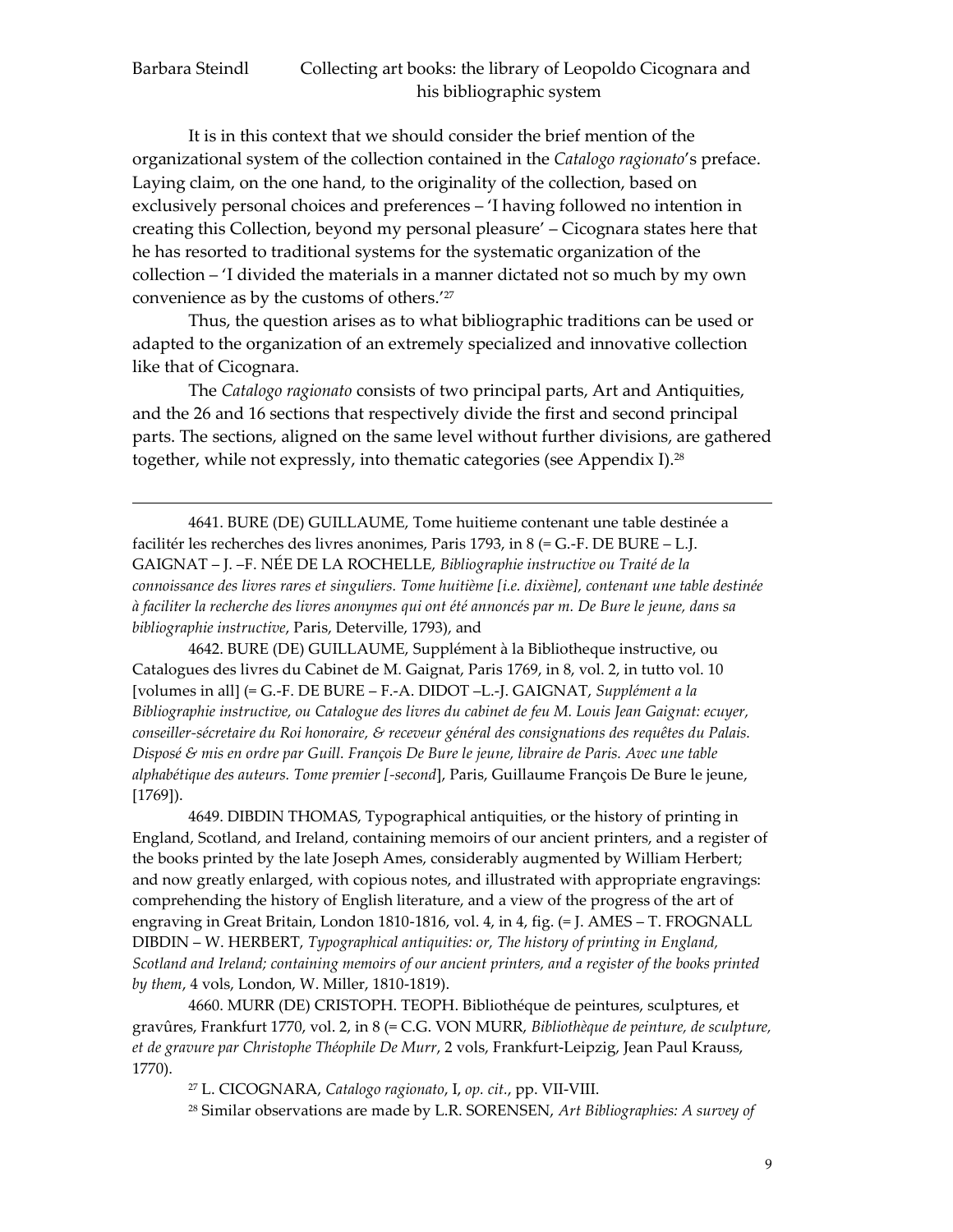It is in this context that we should consider the brief mention of the organizational system of the collection contained in the *Catalogo ragionato*'s preface. Laying claim, on the one hand, to the originality of the collection, based on exclusively personal choices and preferences – 'I having followed no intention in creating this Collection, beyond my personal pleasure' – Cicognara states here that he has resorted to traditional systems for the systematic organization of the collection – 'I divided the materials in a manner dictated not so much by my own convenience as by the customs of others.'[27]

Thus, the question arises as to what bibliographic traditions can be used or adapted to the organization of an extremely specialized and innovative collection like that of Cicognara.

The *Catalogo ragionato* consists of two principal parts, Art and Antiquities, and the 26 and 16 sections that respectively divide the first and second principal parts. The sections, aligned on the same level without further divisions, are gathered together, while not expressly, into thematic categories (see Appendix I).[28]

---

4641. BURE (DE) GUILLAUME, Tome huitieme contenant une table destinée a facilitér les recherches des livres anonimes, Paris 1793, in 8 (= G.-F. DE BURE – L.J. GAIGNAT – J. –F. NÉE DE LA ROCHELLE, *Bibliographie instructive ou Traité de la connoissance des livres rares et singuliers. Tome huitième [i.e. dixième], contenant une table destinée à faciliter la recherche des livres anonymes qui ont été annoncés par m. De Bure le jeune, dans sa bibliographie instructive*, Paris, Deterville, 1793), and

4642. BURE (DE) GUILLAUME, Supplément à la Bibliotheque instructive, ou Catalogues des livres du Cabinet de M. Gaignat, Paris 1769, in 8, vol. 2, in tutto vol. 10 [volumes in all] (= G.-F. DE BURE – F.-A. DIDOT –L.-J. GAIGNAT, *Supplément a la Bibliographie instructive, ou Catalogue des livres du cabinet de feu M. Louis Jean Gaignat: ecuyer, conseiller-sécretaire du Roi honoraire, & receveur général des consignations des requêtes du Palais. Disposé & mis en ordre par Guill. François De Bure le jeune, libraire de Paris. Avec une table alphabétique des auteurs. Tome premier [-second*], Paris, Guillaume François De Bure le jeune, [1769]).

4649. DIBDIN THOMAS, Typographical antiquities, or the history of printing in England, Scotland, and Ireland, containing memoirs of our ancient printers, and a register of the books printed by the late Joseph Ames, considerably augmented by William Herbert; and now greatly enlarged, with copious notes, and illustrated with appropriate engravings: comprehending the history of English literature, and a view of the progress of the art of engraving in Great Britain, London 1810-1816, vol. 4, in 4, fig. (= J. AMES – T. FROGNALL DIBDIN – W. HERBERT, *Typographical antiquities: or, The history of printing in England, Scotland and Ireland; containing memoirs of our ancient printers, and a register of the books printed by them*, 4 vols, London, W. Miller, 1810-1819).

4660. MURR (DE) CRISTOPH. TEOPH. Bibliothéque de peintures, sculptures, et gravûres, Frankfurt 1770, vol. 2, in 8 (= C.G. VON MURR, *Bibliothèque de peinture, de sculpture, et de gravure par Christophe Théophile De Murr*, 2 vols, Frankfurt-Leipzig, Jean Paul Krauss, 1770).

[27] L. CICOGNARA, *Catalogo ragionato*, I, *op. cit.*, pp. VII-VIII.

[28] Similar observations are made by L.R. SORENSEN, *Art Bibliographies: A survey of*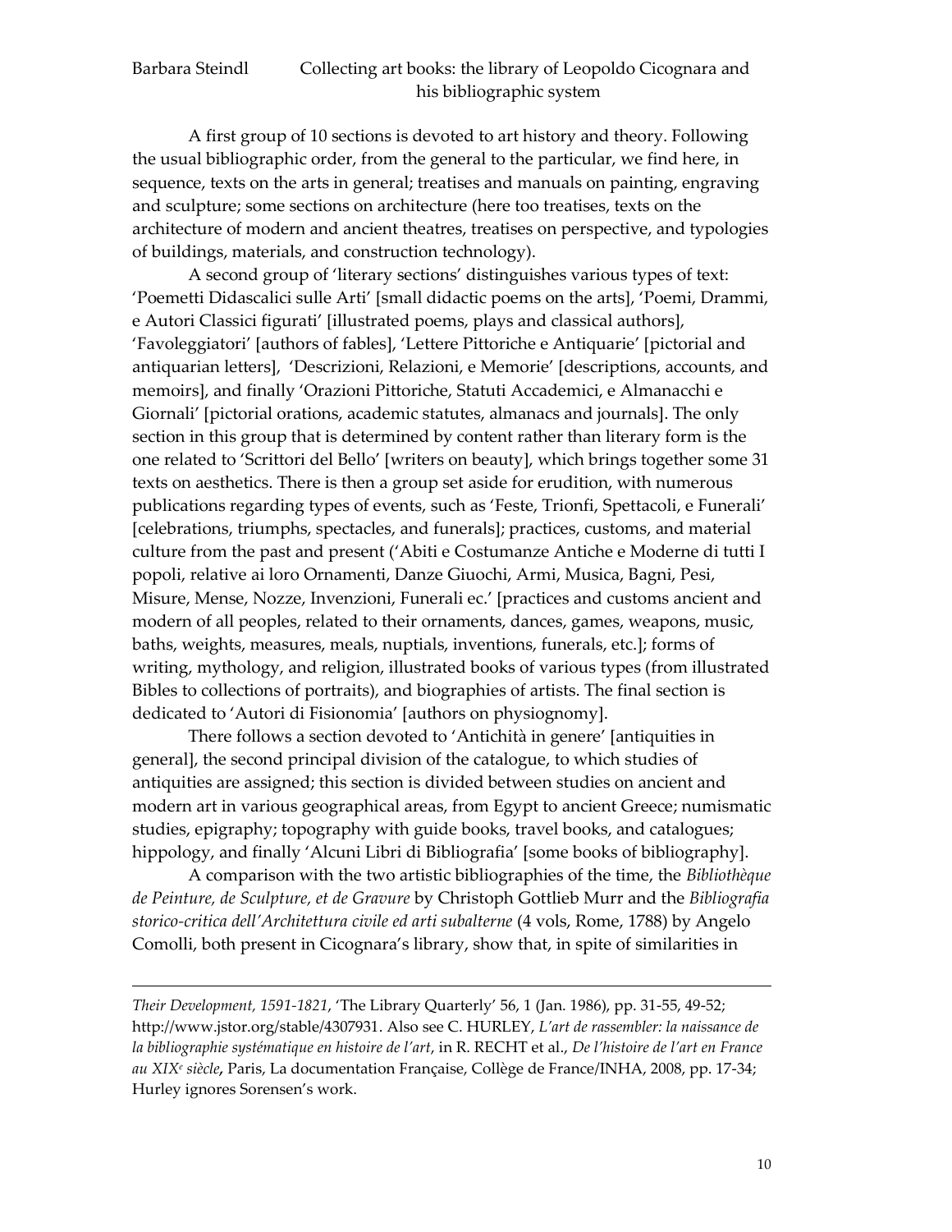A first group of 10 sections is devoted to art history and theory. Following the usual bibliographic order, from the general to the particular, we find here, in sequence, texts on the arts in general; treatises and manuals on painting, engraving and sculpture; some sections on architecture (here too treatises, texts on the architecture of modern and ancient theatres, treatises on perspective, and typologies of buildings, materials, and construction technology).

A second group of 'literary sections' distinguishes various types of text: 'Poemetti Didascalici sulle Arti' [small didactic poems on the arts], 'Poemi, Drammi, e Autori Classici figurati' [illustrated poems, plays and classical authors], 'Favoleggiatori' [authors of fables], 'Lettere Pittoriche e Antiquarie' [pictorial and antiquarian letters], 'Descrizioni, Relazioni, e Memorie' [descriptions, accounts, and memoirs], and finally 'Orazioni Pittoriche, Statuti Accademici, e Almanacchi e Giornali' [pictorial orations, academic statutes, almanacs and journals]. The only section in this group that is determined by content rather than literary form is the one related to 'Scrittori del Bello' [writers on beauty], which brings together some 31 texts on aesthetics. There is then a group set aside for erudition, with numerous publications regarding types of events, such as 'Feste, Trionfi, Spettacoli, e Funerali' [celebrations, triumphs, spectacles, and funerals]; practices, customs, and material culture from the past and present ('Abiti e Costumanze Antiche e Moderne di tutti I popoli, relative ai loro Ornamenti, Danze Giuochi, Armi, Musica, Bagni, Pesi, Misure, Mense, Nozze, Invenzioni, Funerali ec.' [practices and customs ancient and modern of all peoples, related to their ornaments, dances, games, weapons, music, baths, weights, measures, meals, nuptials, inventions, funerals, etc.]; forms of writing, mythology, and religion, illustrated books of various types (from illustrated Bibles to collections of portraits), and biographies of artists. The final section is dedicated to 'Autori di Fisionomia' [authors on physiognomy].

There follows a section devoted to 'Antichità in genere' [antiquities in general], the second principal division of the catalogue, to which studies of antiquities are assigned; this section is divided between studies on ancient and modern art in various geographical areas, from Egypt to ancient Greece; numismatic studies, epigraphy; topography with guide books, travel books, and catalogues; hippology, and finally 'Alcuni Libri di Bibliografia' [some books of bibliography].

A comparison with the two artistic bibliographies of the time, the *Bibliothèque de Peinture, de Sculpture, et de Gravure* by Christoph Gottlieb Murr and the *Bibliografia storico-critica dell'Architettura civile ed arti subalterne* (4 vols, Rome, 1788) by Angelo Comolli, both present in Cicognara's library, show that, in spite of similarities in

---

*Their Development, 1591-1821*, 'The Library Quarterly' 56, 1 (Jan. 1986), pp. 31-55, 49-52; http://www.jstor.org/stable/4307931. Also see C. HURLEY, *L'art de rassembler: la naissance de la bibliographie systématique en histoire de l'art*, in R. RECHT et al., *De l'histoire de l'art en France au XIX^e siècle*, Paris, La documentation Française, Collège de France/INHA, 2008, pp. 17-34; Hurley ignores Sorensen's work.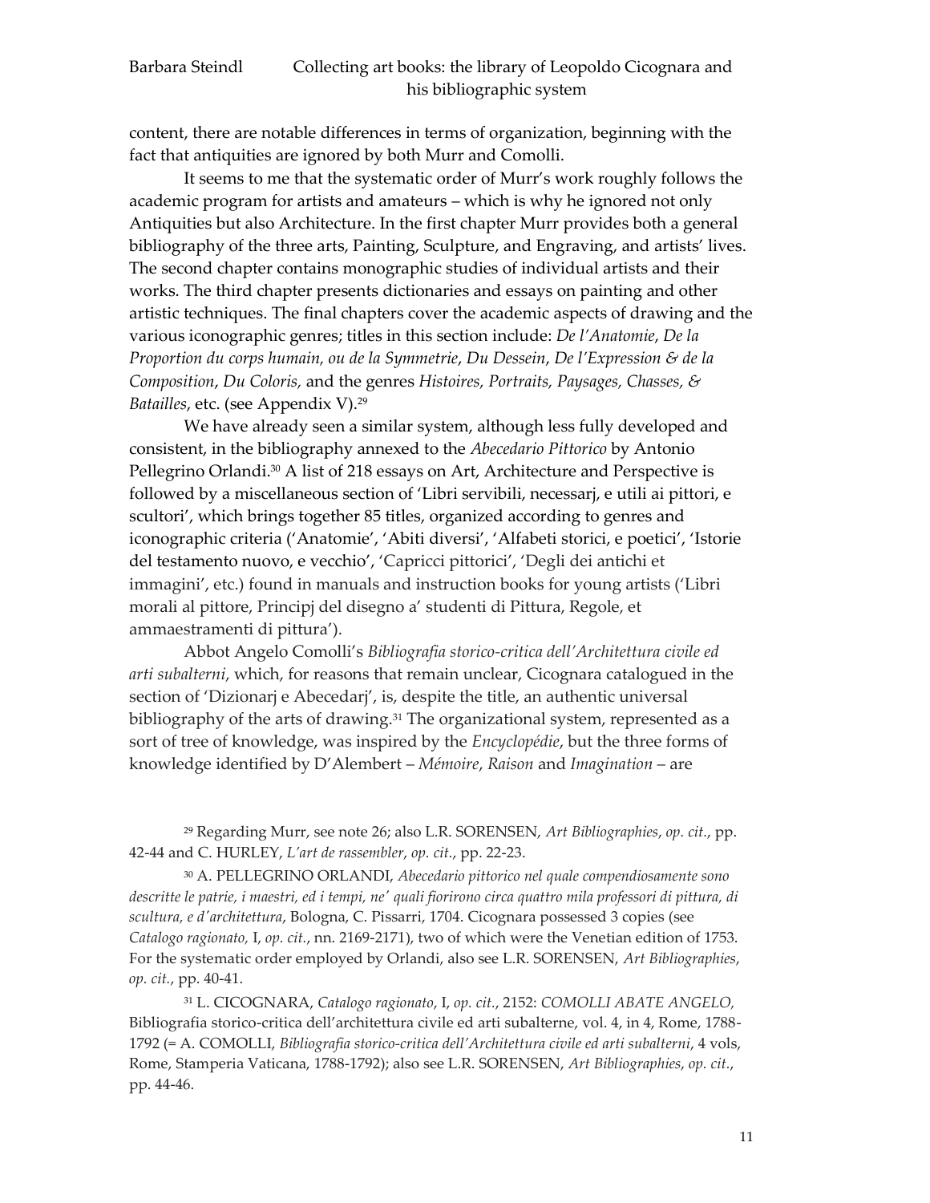content, there are notable differences in terms of organization, beginning with the fact that antiquities are ignored by both Murr and Comolli.

It seems to me that the systematic order of Murr's work roughly follows the academic program for artists and amateurs – which is why he ignored not only Antiquities but also Architecture. In the first chapter Murr provides both a general bibliography of the three arts, Painting, Sculpture, and Engraving, and artists' lives. The second chapter contains monographic studies of individual artists and their works. The third chapter presents dictionaries and essays on painting and other artistic techniques. The final chapters cover the academic aspects of drawing and the various iconographic genres; titles in this section include: *De l'Anatomie*, *De la Proportion du corps humain, ou de la Symmetrie*, *Du Dessein*, *De l'Expression & de la Composition*, *Du Coloris,* and the genres *Histoires, Portraits, Paysages, Chasses, & Batailles*, etc. (see Appendix V).[29]

We have already seen a similar system, although less fully developed and consistent, in the bibliography annexed to the *Abecedario Pittorico* by Antonio Pellegrino Orlandi.[30] A list of 218 essays on Art, Architecture and Perspective is followed by a miscellaneous section of 'Libri servibili, necessarj, e utili ai pittori, e scultori', which brings together 85 titles, organized according to genres and iconographic criteria ('Anatomie', 'Abiti diversi', 'Alfabeti storici, e poetici', 'Istorie del testamento nuovo, e vecchio', 'Capricci pittorici', 'Degli dei antichi et immagini', etc.) found in manuals and instruction books for young artists ('Libri morali al pittore, Principj del disegno a' studenti di Pittura, Regole, et ammaestramenti di pittura').

Abbot Angelo Comolli's *Bibliografia storico-critica dell'Architettura civile ed arti subalterni*, which, for reasons that remain unclear, Cicognara catalogued in the section of 'Dizionarj e Abecedarj', is, despite the title, an authentic universal bibliography of the arts of drawing.[31] The organizational system, represented as a sort of tree of knowledge, was inspired by the *Encyclopédie*, but the three forms of knowledge identified by D'Alembert – *Mémoire*, *Raison* and *Imagination* – are

[29] Regarding Murr, see note 26; also L.R. SORENSEN, *Art Bibliographies*, *op. cit.*, pp. 42-44 and C. HURLEY, *L'art de rassembler*, *op. cit.*, pp. 22-23.

[30] A. PELLEGRINO ORLANDI, *Abecedario pittorico nel quale compendiosamente sono descritte le patrie, i maestri, ed i tempi, ne' quali fiorirono circa quattro mila professori di pittura, di scultura, e d'architettura*, Bologna, C. Pissarri, 1704. Cicognara possessed 3 copies (see *Catalogo ragionato,* I, *op. cit.*, nn. 2169-2171), two of which were the Venetian edition of 1753. For the systematic order employed by Orlandi, also see L.R. SORENSEN, *Art Bibliographies*, *op. cit.*, pp. 40-41.

[31] L. CICOGNARA, *Catalogo ragionato*, I, *op. cit.*, 2152: *COMOLLI ABATE ANGELO,* Bibliografia storico-critica dell'architettura civile ed arti subalterne, vol. 4, in 4, Rome, 1788-1792 (= A. COMOLLI, *Bibliografia storico-critica dell'Architettura civile ed arti subalterni*, 4 vols, Rome, Stamperia Vaticana, 1788-1792); also see L.R. SORENSEN, *Art Bibliographies*, *op. cit.*, pp. 44-46.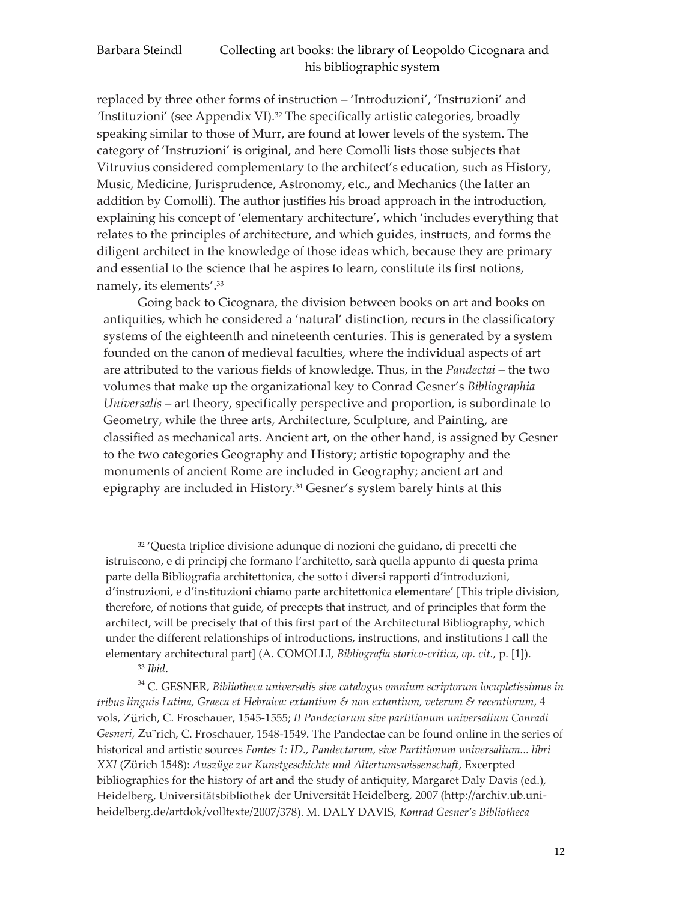replaced by three other forms of instruction – 'Introduzioni', 'Instruzioni' and 'Instituzioni' (see Appendix VI).[32] The specifically artistic categories, broadly speaking similar to those of Murr, are found at lower levels of the system. The category of 'Instruzioni' is original, and here Comolli lists those subjects that Vitruvius considered complementary to the architect's education, such as History, Music, Medicine, Jurisprudence, Astronomy, etc., and Mechanics (the latter an addition by Comolli). The author justifies his broad approach in the introduction, explaining his concept of 'elementary architecture', which 'includes everything that relates to the principles of architecture, and which guides, instructs, and forms the diligent architect in the knowledge of those ideas which, because they are primary and essential to the science that he aspires to learn, constitute its first notions, namely, its elements'.[33]

Going back to Cicognara, the division between books on art and books on antiquities, which he considered a 'natural' distinction, recurs in the classificatory systems of the eighteenth and nineteenth centuries. This is generated by a system founded on the canon of medieval faculties, where the individual aspects of art are attributed to the various fields of knowledge. Thus, in the *Pandectai* – the two volumes that make up the organizational key to Conrad Gesner's *Bibliographia Universalis* – art theory, specifically perspective and proportion, is subordinate to Geometry, while the three arts, Architecture, Sculpture, and Painting, are classified as mechanical arts. Ancient art, on the other hand, is assigned by Gesner to the two categories Geography and History; artistic topography and the monuments of ancient Rome are included in Geography; ancient art and epigraphy are included in History.[34] Gesner's system barely hints at this

[32] 'Questa triplice divisione adunque di nozioni che guidano, di precetti che istruiscono, e di principj che formano l'architetto, sarà quella appunto di questa prima parte della Bibliografia architettonica, che sotto i diversi rapporti d'introduzioni, d'instruzioni, e d'instituzioni chiamo parte architettonica elementare' [This triple division, therefore, of notions that guide, of precepts that instruct, and of principles that form the architect, will be precisely that of this first part of the Architectural Bibliography, which under the different relationships of introductions, instructions, and institutions I call the elementary architectural part] (A. COMOLLI, *Bibliografia storico-critica*, *op. cit.*, p. [1]).

[33] *Ibid*.

[34] C. GESNER, *Bibliotheca universalis sive catalogus omnium scriptorum locupletissimus in tribus linguis Latina, Graeca et Hebraica: extantium & non extantium, veterum & recentiorum*, 4 vols, Zürich, C. Froschauer, 1545-1555; *II Pandectarum sive partitionum universalium Conradi Gesneri*, Zürich, C. Froschauer, 1548-1549. The Pandectae can be found online in the series of historical and artistic sources *Fontes 1: ID., Pandectarum, sive Partitionum universalium... libri XXI* (Zürich 1548): *Auszüge zur Kunstgeschichte und Altertumswissenschaft*, Excerpted bibliographies for the history of art and the study of antiquity, Margaret Daly Davis (ed.), Heidelberg, Universitätsbibliothek der Universität Heidelberg, 2007 (http://archiv.ub.uni-heidelberg.de/artdok/volltexte/2007/378). M. DALY DAVIS, *Konrad Gesner's Bibliotheca*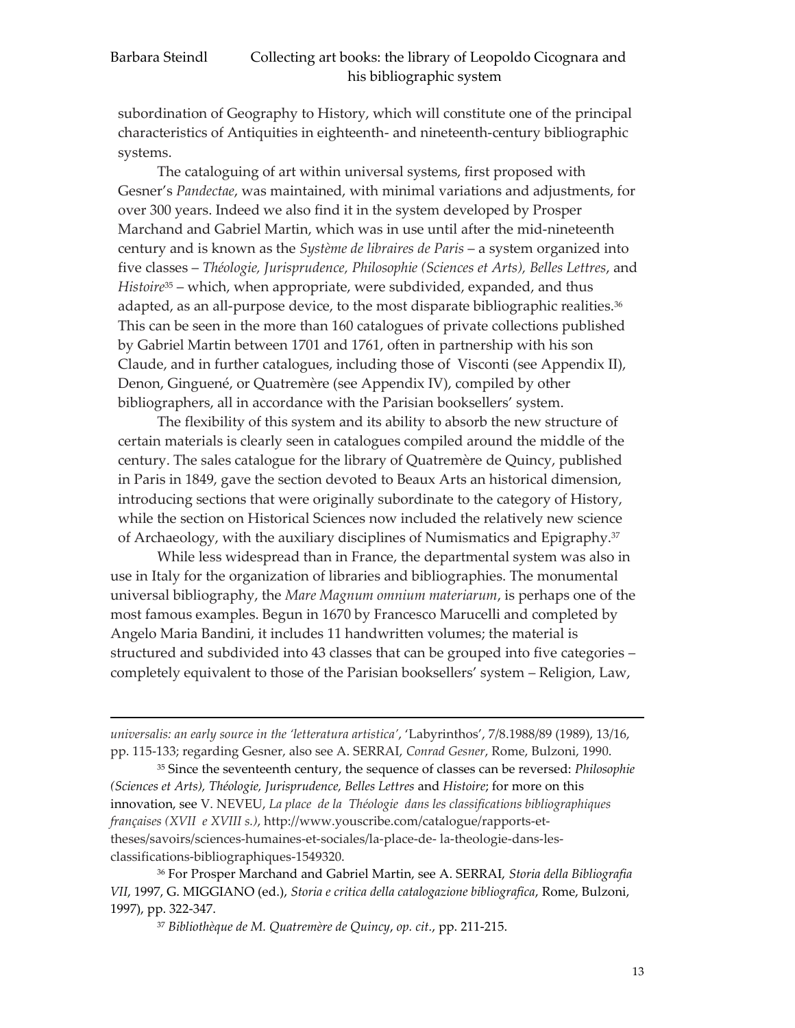subordination of Geography to History, which will constitute one of the principal characteristics of Antiquities in eighteenth- and nineteenth-century bibliographic systems.

The cataloguing of art within universal systems, first proposed with Gesner's *Pandectae*, was maintained, with minimal variations and adjustments, for over 300 years. Indeed we also find it in the system developed by Prosper Marchand and Gabriel Martin, which was in use until after the mid-nineteenth century and is known as the *Système de libraires de Paris* – a system organized into five classes – *Théologie, Jurisprudence, Philosophie (Sciences et Arts), Belles Lettres*, and *Histoire*[35] – which, when appropriate, were subdivided, expanded, and thus adapted, as an all-purpose device, to the most disparate bibliographic realities.[36] This can be seen in the more than 160 catalogues of private collections published by Gabriel Martin between 1701 and 1761, often in partnership with his son Claude, and in further catalogues, including those of Visconti (see Appendix II), Denon, Ginguené, or Quatremère (see Appendix IV), compiled by other bibliographers, all in accordance with the Parisian booksellers' system.

The flexibility of this system and its ability to absorb the new structure of certain materials is clearly seen in catalogues compiled around the middle of the century. The sales catalogue for the library of Quatremère de Quincy, published in Paris in 1849, gave the section devoted to Beaux Arts an historical dimension, introducing sections that were originally subordinate to the category of History, while the section on Historical Sciences now included the relatively new science of Archaeology, with the auxiliary disciplines of Numismatics and Epigraphy.[37]

While less widespread than in France, the departmental system was also in use in Italy for the organization of libraries and bibliographies. The monumental universal bibliography, the *Mare Magnum omnium materiarum*, is perhaps one of the most famous examples. Begun in 1670 by Francesco Marucelli and completed by Angelo Maria Bandini, it includes 11 handwritten volumes; the material is structured and subdivided into 43 classes that can be grouped into five categories – completely equivalent to those of the Parisian booksellers' system – Religion, Law,

---

*universalis: an early source in the 'letteratura artistica'*, 'Labyrinthos', 7/8.1988/89 (1989), 13/16, pp. 115-133; regarding Gesner, also see A. SERRAI, *Conrad Gesner*, Rome, Bulzoni, 1990.

[35] Since the seventeenth century, the sequence of classes can be reversed: *Philosophie (Sciences et Arts), Théologie, Jurisprudence, Belles Lettres* and *Histoire*; for more on this innovation, see V. NEVEU, *La place de la Théologie dans les classifications bibliographiques françaises (XVII e XVIII s.)*, http://www.youscribe.com/catalogue/rapports-et-theses/savoirs/sciences-humaines-et-sociales/la-place-de- la-theologie-dans-les-classifications-bibliographiques-1549320.

[36] For Prosper Marchand and Gabriel Martin, see A. SERRAI, *Storia della Bibliografia VII*, 1997, G. MIGGIANO (ed.), *Storia e critica della catalogazione bibliografica*, Rome, Bulzoni, 1997), pp. 322-347.

[37] *Bibliothèque de M. Quatremère de Quincy*, *op. cit.*, pp. 211-215.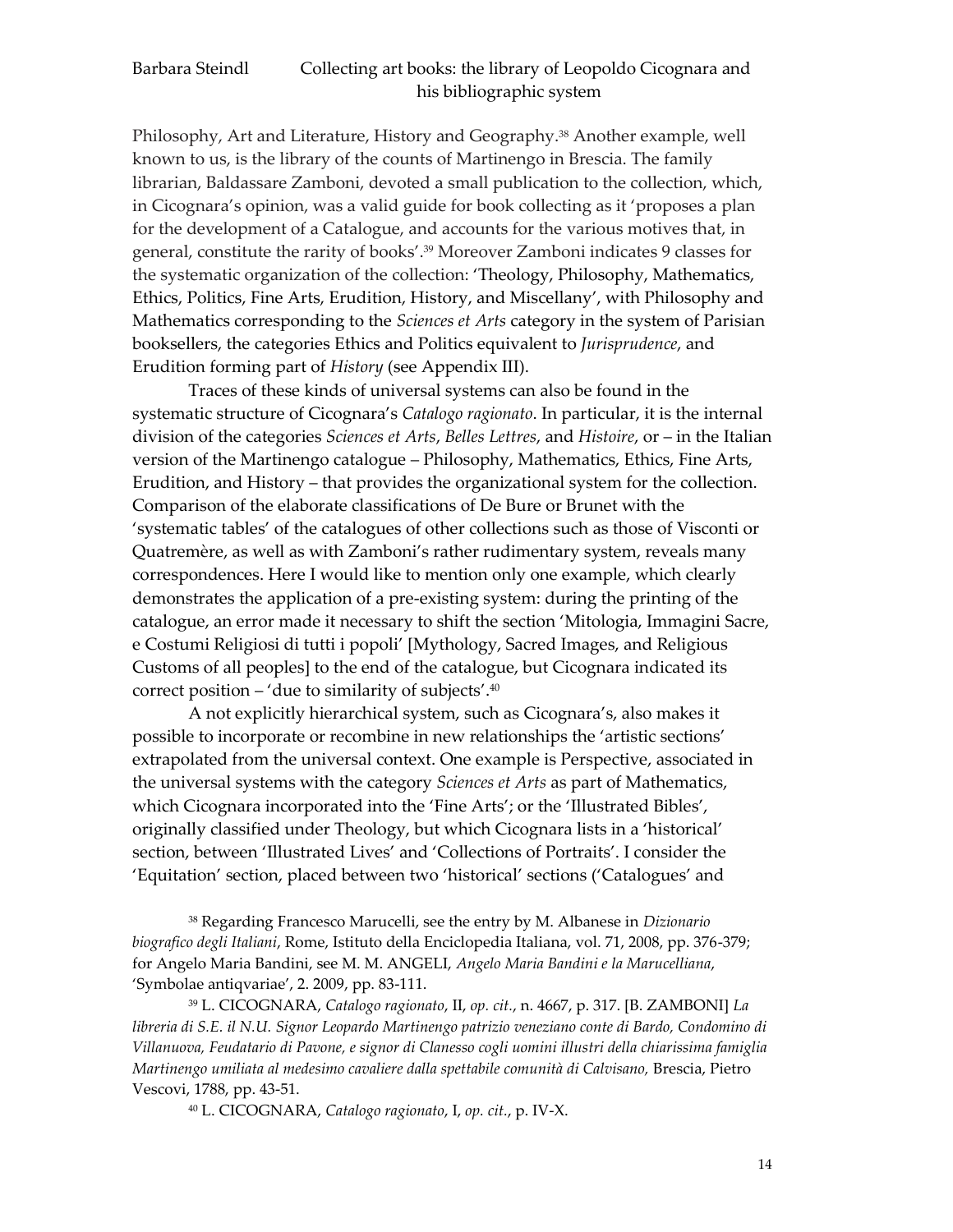Philosophy, Art and Literature, History and Geography.[38] Another example, well known to us, is the library of the counts of Martinengo in Brescia. The family librarian, Baldassare Zamboni, devoted a small publication to the collection, which, in Cicognara's opinion, was a valid guide for book collecting as it 'proposes a plan for the development of a Catalogue, and accounts for the various motives that, in general, constitute the rarity of books'.[39] Moreover Zamboni indicates 9 classes for the systematic organization of the collection: 'Theology, Philosophy, Mathematics, Ethics, Politics, Fine Arts, Erudition, History, and Miscellany', with Philosophy and Mathematics corresponding to the *Sciences et Arts* category in the system of Parisian booksellers, the categories Ethics and Politics equivalent to *Jurisprudence*, and Erudition forming part of *History* (see Appendix III).

Traces of these kinds of universal systems can also be found in the systematic structure of Cicognara's *Catalogo ragionato*. In particular, it is the internal division of the categories *Sciences et Arts*, *Belles Lettres*, and *Histoire*, or – in the Italian version of the Martinengo catalogue – Philosophy, Mathematics, Ethics, Fine Arts, Erudition, and History – that provides the organizational system for the collection. Comparison of the elaborate classifications of De Bure or Brunet with the 'systematic tables' of the catalogues of other collections such as those of Visconti or Quatremère, as well as with Zamboni's rather rudimentary system, reveals many correspondences. Here I would like to mention only one example, which clearly demonstrates the application of a pre-existing system: during the printing of the catalogue, an error made it necessary to shift the section 'Mitologia, Immagini Sacre, e Costumi Religiosi di tutti i popoli' [Mythology, Sacred Images, and Religious Customs of all peoples] to the end of the catalogue, but Cicognara indicated its correct position – 'due to similarity of subjects'.[40]

A not explicitly hierarchical system, such as Cicognara's, also makes it possible to incorporate or recombine in new relationships the 'artistic sections' extrapolated from the universal context. One example is Perspective, associated in the universal systems with the category *Sciences et Arts* as part of Mathematics, which Cicognara incorporated into the 'Fine Arts'; or the 'Illustrated Bibles', originally classified under Theology, but which Cicognara lists in a 'historical' section, between 'Illustrated Lives' and 'Collections of Portraits'. I consider the 'Equitation' section, placed between two 'historical' sections ('Catalogues' and

[38] Regarding Francesco Marucelli, see the entry by M. Albanese in *Dizionario biografico degli Italiani*, Rome, Istituto della Enciclopedia Italiana, vol. 71, 2008, pp. 376-379; for Angelo Maria Bandini, see M. M. ANGELI, *Angelo Maria Bandini e la Marucelliana*, 'Symbolae antiqvariae', 2. 2009, pp. 83-111.

[39] L. CICOGNARA, *Catalogo ragionato*, II, *op. cit.*, n. 4667, p. 317. [B. ZAMBONI] *La libreria di S.E. il N.U. Signor Leopardo Martinengo patrizio veneziano conte di Bardo, Condomino di Villanuova, Feudatario di Pavone, e signor di Clanesso cogli uomini illustri della chiarissima famiglia Martinengo umiliata al medesimo cavaliere dalla spettabile comunità di Calvisano,* Brescia, Pietro Vescovi, 1788, pp. 43-51.

[40] L. CICOGNARA, *Catalogo ragionato*, I, *op. cit.*, p. IV-X.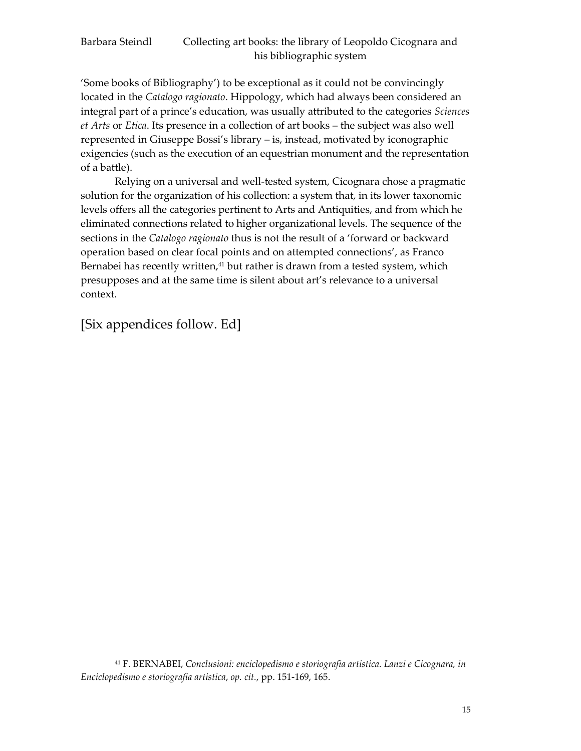'Some books of Bibliography') to be exceptional as it could not be convincingly located in the *Catalogo ragionato*. Hippology, which had always been considered an integral part of a prince's education, was usually attributed to the categories *Sciences et Arts* or *Etica*. Its presence in a collection of art books – the subject was also well represented in Giuseppe Bossi's library – is, instead, motivated by iconographic exigencies (such as the execution of an equestrian monument and the representation of a battle).

Relying on a universal and well-tested system, Cicognara chose a pragmatic solution for the organization of his collection: a system that, in its lower taxonomic levels offers all the categories pertinent to Arts and Antiquities, and from which he eliminated connections related to higher organizational levels. The sequence of the sections in the *Catalogo ragionato* thus is not the result of a 'forward or backward operation based on clear focal points and on attempted connections', as Franco Bernabei has recently written,[41] but rather is drawn from a tested system, which presupposes and at the same time is silent about art's relevance to a universal context.

[Six appendices follow. Ed]

[41] F. BERNABEI, *Conclusioni: enciclopedismo e storiografia artistica. Lanzi e Cicognara, in Enciclopedismo e storiografia artistica*, *op. cit.*, pp. 151-169, 165.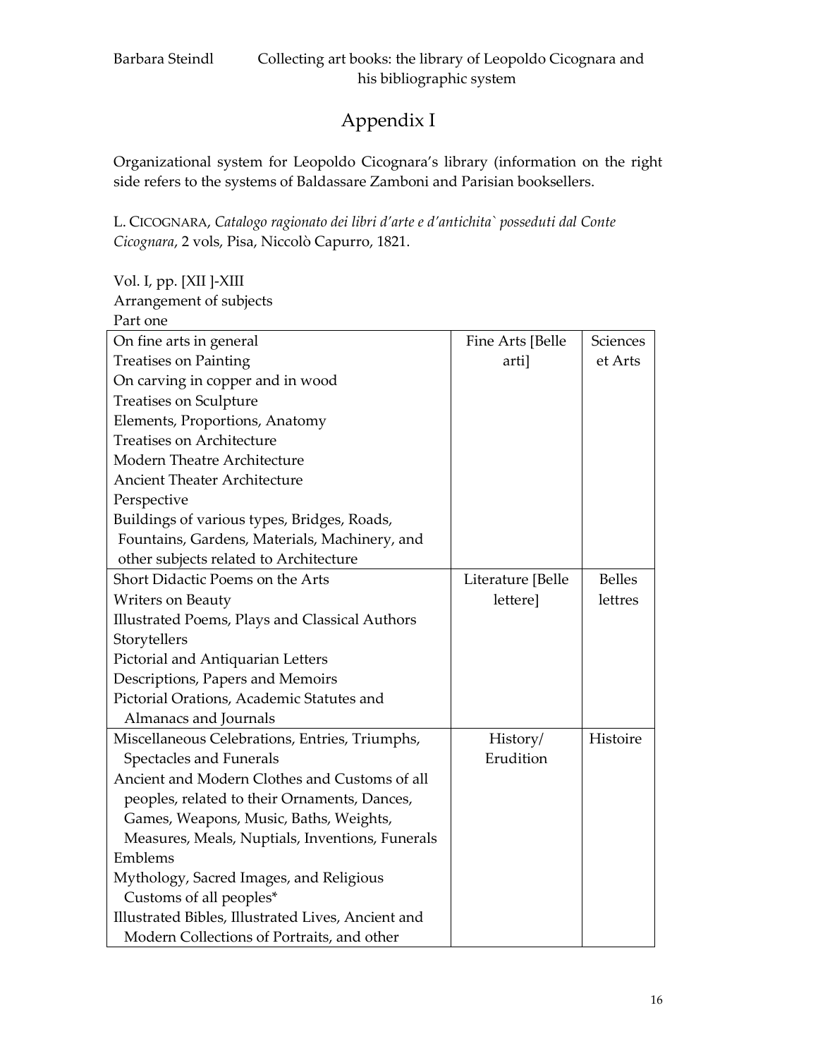# Appendix I

Organizational system for Leopoldo Cicognara's library (information on the right side refers to the systems of Baldassare Zamboni and Parisian booksellers.

L. CICOGNARA, *Catalogo ragionato dei libri d'arte e d'antichita` posseduti dal Conte Cicognara*, 2 vols, Pisa, Niccolò Capurro, 1821.

Vol. I, pp. [XII ]-XIII
Arrangement of subjects
Part one

| | | |
|---|---|---|
| On fine arts in general<br>Treatises on Painting<br>On carving in copper and in wood<br>Treatises on Sculpture<br>Elements, Proportions, Anatomy<br>Treatises on Architecture<br>Modern Theatre Architecture<br>Ancient Theater Architecture<br>Perspective<br>Buildings of various types, Bridges, Roads, Fountains, Gardens, Materials, Machinery, and other subjects related to Architecture | Fine Arts [Belle arti] | Sciences et Arts |
| Short Didactic Poems on the Arts<br>Writers on Beauty<br>Illustrated Poems, Plays and Classical Authors<br>Storytellers<br>Pictorial and Antiquarian Letters<br>Descriptions, Papers and Memoirs<br>Pictorial Orations, Academic Statutes and Almanacs and Journals | Literature [Belle lettere] | Belles lettres |
| Miscellaneous Celebrations, Entries, Triumphs, Spectacles and Funerals<br>Ancient and Modern Clothes and Customs of all peoples, related to their Ornaments, Dances, Games, Weapons, Music, Baths, Weights, Measures, Meals, Nuptials, Inventions, Funerals<br>Emblems<br>Mythology, Sacred Images, and Religious Customs of all peoples*<br>Illustrated Bibles, Illustrated Lives, Ancient and Modern Collections of Portraits, and other | History/ Erudition | Histoire |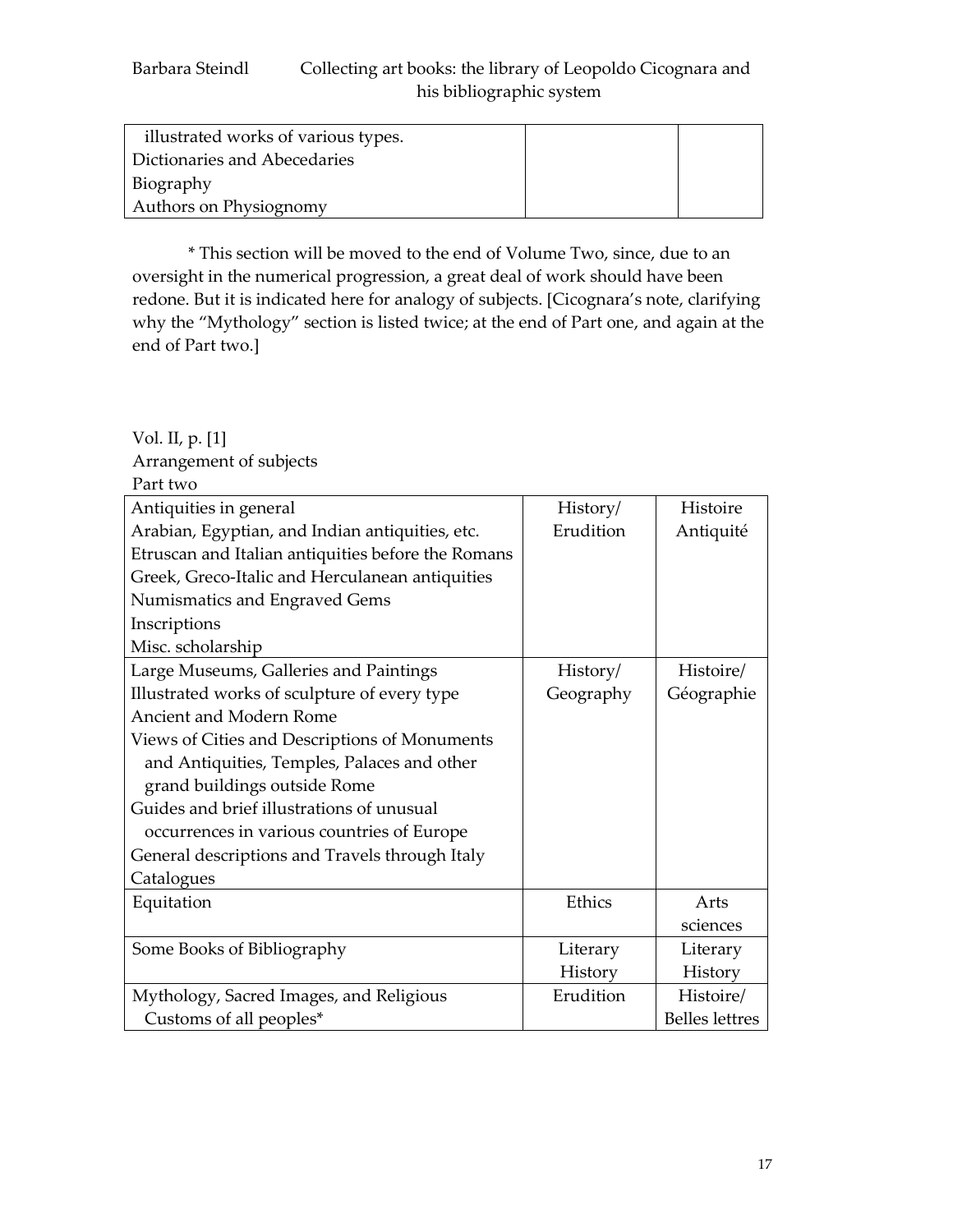| | | |
|---|---|---|
| illustrated works of various types.<br>Dictionaries and Abecedaries<br>Biography<br>Authors on Physiognomy | | |

* This section will be moved to the end of Volume Two, since, due to an oversight in the numerical progression, a great deal of work should have been redone. But it is indicated here for analogy of subjects. [Cicognara's note, clarifying why the "Mythology" section is listed twice; at the end of Part one, and again at the end of Part two.]

Vol. II, p. [1]
Arrangement of subjects
Part two

| | | |
|---|---|---|
| Antiquities in general<br>Arabian, Egyptian, and Indian antiquities, etc.<br>Etruscan and Italian antiquities before the Romans<br>Greek, Greco-Italic and Herculanean antiquities<br>Numismatics and Engraved Gems<br>Inscriptions<br>Misc. scholarship | History/<br>Erudition | Histoire<br>Antiquité |
| Large Museums, Galleries and Paintings<br>Illustrated works of sculpture of every type<br>Ancient and Modern Rome<br>Views of Cities and Descriptions of Monuments and Antiquities, Temples, Palaces and other grand buildings outside Rome<br>Guides and brief illustrations of unusual occurrences in various countries of Europe<br>General descriptions and Travels through Italy<br>Catalogues | History/<br>Geography | Histoire/<br>Géographie |
| Equitation | Ethics | Arts sciences |
| Some Books of Bibliography | Literary History | Literary History |
| Mythology, Sacred Images, and Religious Customs of all peoples* | Erudition | Histoire/<br>Belles lettres |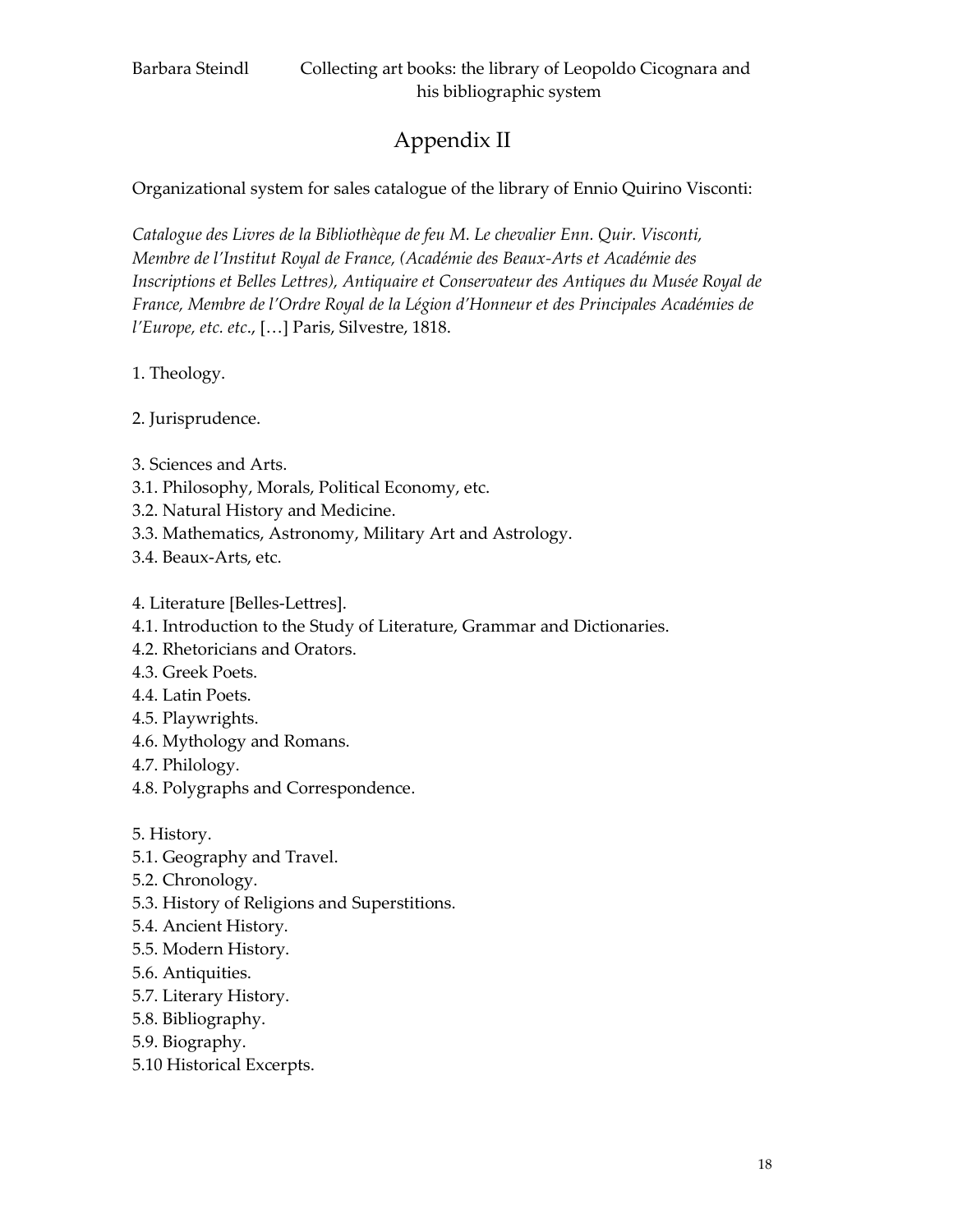# Appendix II

Organizational system for sales catalogue of the library of Ennio Quirino Visconti:

*Catalogue des Livres de la Bibliothèque de feu M. Le chevalier Enn. Quir. Visconti, Membre de l'Institut Royal de France, (Académie des Beaux-Arts et Académie des Inscriptions et Belles Lettres), Antiquaire et Conservateur des Antiques du Musée Royal de France, Membre de l'Ordre Royal de la Légion d'Honneur et des Principales Académies de l'Europe, etc. etc.*, […] Paris, Silvestre, 1818.

1. Theology.

2. Jurisprudence.

3. Sciences and Arts.
3.1. Philosophy, Morals, Political Economy, etc.
3.2. Natural History and Medicine.
3.3. Mathematics, Astronomy, Military Art and Astrology.
3.4. Beaux-Arts, etc.

4. Literature [Belles-Lettres].
4.1. Introduction to the Study of Literature, Grammar and Dictionaries.
4.2. Rhetoricians and Orators.
4.3. Greek Poets.
4.4. Latin Poets.
4.5. Playwrights.
4.6. Mythology and Romans.
4.7. Philology.
4.8. Polygraphs and Correspondence.

5. History.
5.1. Geography and Travel.
5.2. Chronology.
5.3. History of Religions and Superstitions.
5.4. Ancient History.
5.5. Modern History.
5.6. Antiquities.
5.7. Literary History.
5.8. Bibliography.
5.9. Biography.
5.10 Historical Excerpts.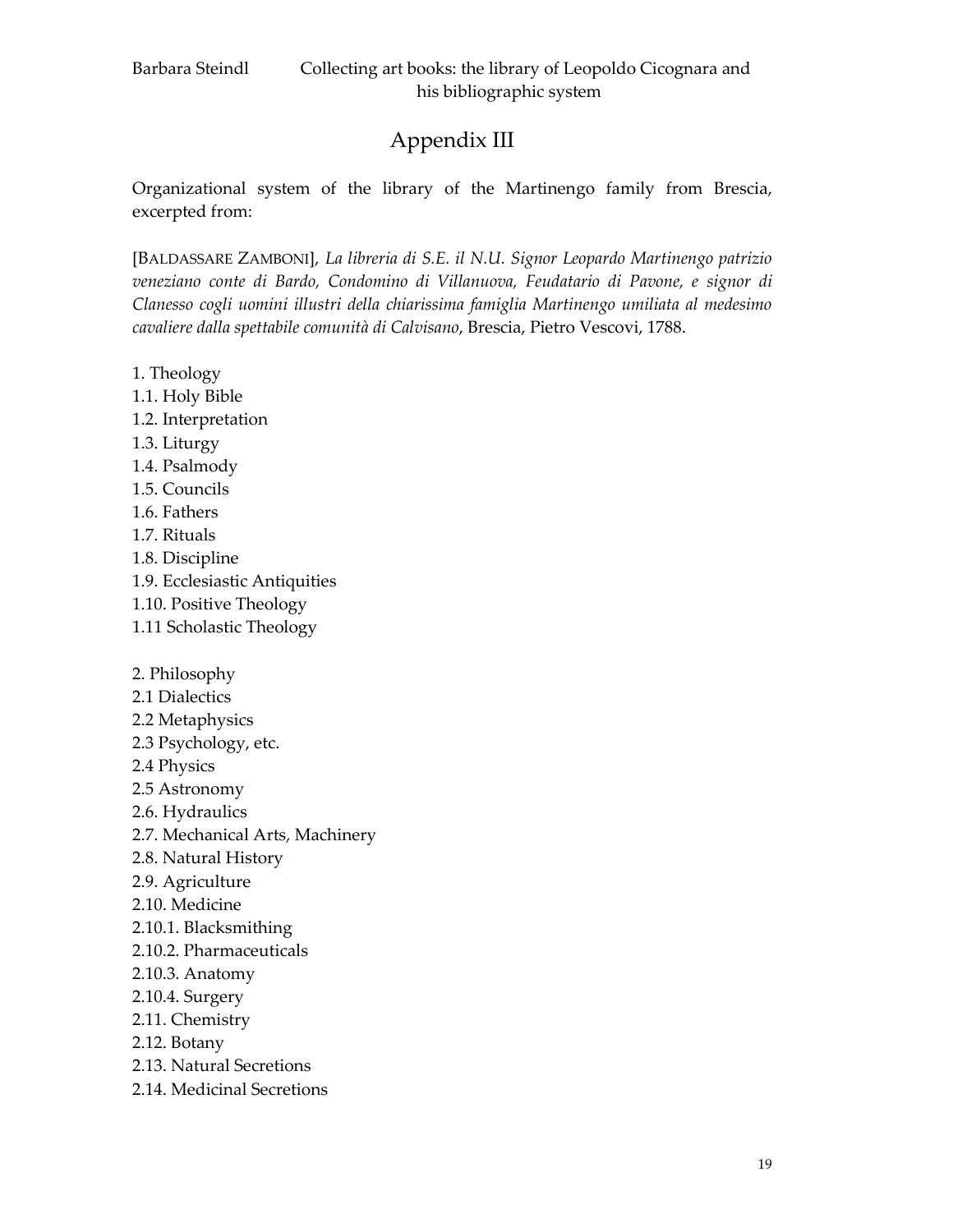# Appendix III

Organizational system of the library of the Martinengo family from Brescia, excerpted from:

[BALDASSARE ZAMBONI], *La libreria di S.E. il N.U. Signor Leopardo Martinengo patrizio veneziano conte di Bardo, Condomino di Villanuova, Feudatario di Pavone, e signor di Clanesso cogli uomini illustri della chiarissima famiglia Martinengo umiliata al medesimo cavaliere dalla spettabile comunità di Calvisano*, Brescia, Pietro Vescovi, 1788.

1. Theology
1.1. Holy Bible
1.2. Interpretation
1.3. Liturgy
1.4. Psalmody
1.5. Councils
1.6. Fathers
1.7. Rituals
1.8. Discipline
1.9. Ecclesiastic Antiquities
1.10. Positive Theology
1.11 Scholastic Theology

2. Philosophy
2.1 Dialectics
2.2 Metaphysics
2.3 Psychology, etc.
2.4 Physics
2.5 Astronomy
2.6. Hydraulics
2.7. Mechanical Arts, Machinery
2.8. Natural History
2.9. Agriculture
2.10. Medicine
2.10.1. Blacksmithing
2.10.2. Pharmaceuticals
2.10.3. Anatomy
2.10.4. Surgery
2.11. Chemistry
2.12. Botany
2.13. Natural Secretions
2.14. Medicinal Secretions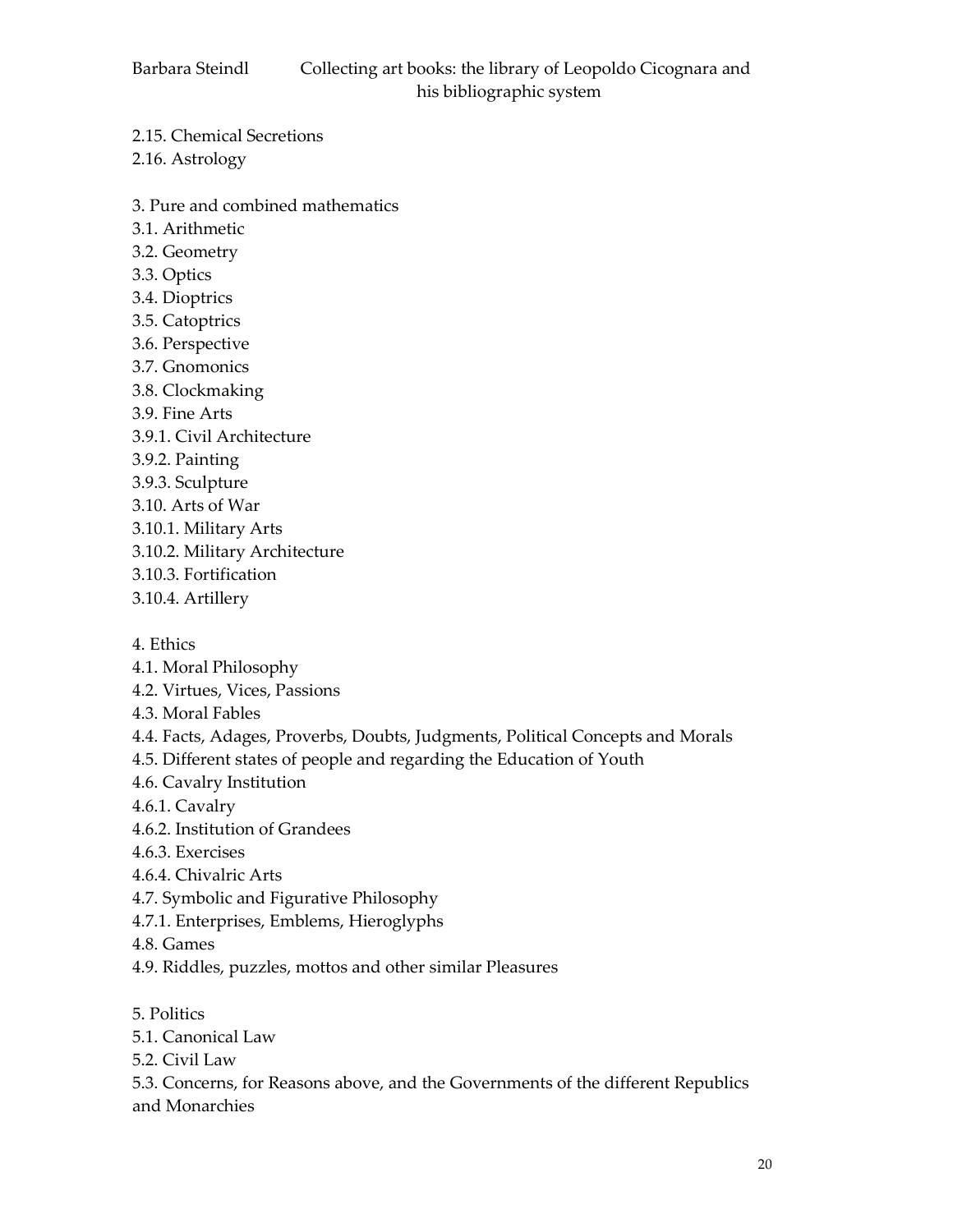2.15. Chemical Secretions
2.16. Astrology

3. Pure and combined mathematics
3.1. Arithmetic
3.2. Geometry
3.3. Optics
3.4. Dioptrics
3.5. Catoptrics
3.6. Perspective
3.7. Gnomonics
3.8. Clockmaking
3.9. Fine Arts
3.9.1. Civil Architecture
3.9.2. Painting
3.9.3. Sculpture
3.10. Arts of War
3.10.1. Military Arts
3.10.2. Military Architecture
3.10.3. Fortification
3.10.4. Artillery

4. Ethics
4.1. Moral Philosophy
4.2. Virtues, Vices, Passions
4.3. Moral Fables
4.4. Facts, Adages, Proverbs, Doubts, Judgments, Political Concepts and Morals
4.5. Different states of people and regarding the Education of Youth
4.6. Cavalry Institution
4.6.1. Cavalry
4.6.2. Institution of Grandees
4.6.3. Exercises
4.6.4. Chivalric Arts
4.7. Symbolic and Figurative Philosophy
4.7.1. Enterprises, Emblems, Hieroglyphs
4.8. Games
4.9. Riddles, puzzles, mottos and other similar Pleasures

5. Politics
5.1. Canonical Law
5.2. Civil Law
5.3. Concerns, for Reasons above, and the Governments of the different Republics and Monarchies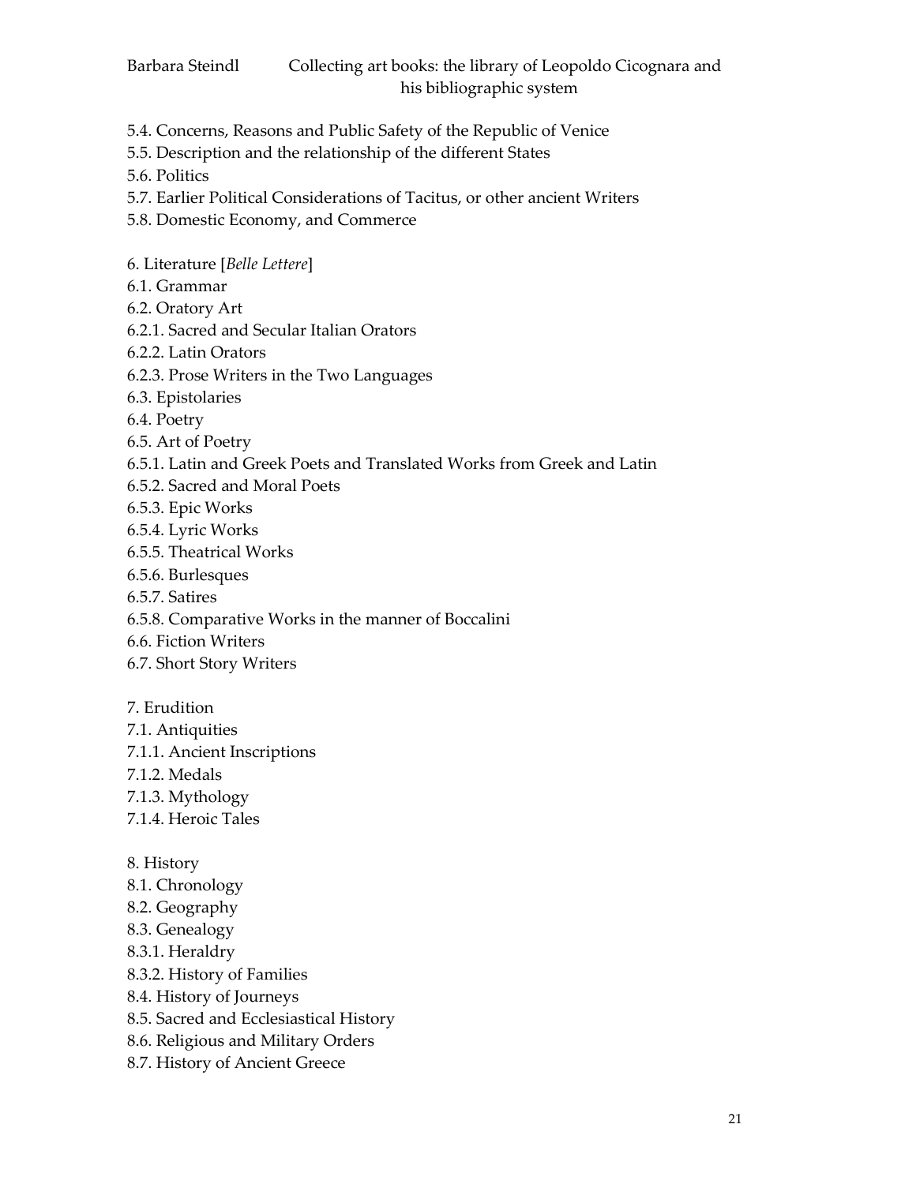5.4. Concerns, Reasons and Public Safety of the Republic of Venice
5.5. Description and the relationship of the different States
5.6. Politics
5.7. Earlier Political Considerations of Tacitus, or other ancient Writers
5.8. Domestic Economy, and Commerce

6. Literature [*Belle Lettere*]
6.1. Grammar
6.2. Oratory Art
6.2.1. Sacred and Secular Italian Orators
6.2.2. Latin Orators
6.2.3. Prose Writers in the Two Languages
6.3. Epistolaries
6.4. Poetry
6.5. Art of Poetry
6.5.1. Latin and Greek Poets and Translated Works from Greek and Latin
6.5.2. Sacred and Moral Poets
6.5.3. Epic Works
6.5.4. Lyric Works
6.5.5. Theatrical Works
6.5.6. Burlesques
6.5.7. Satires
6.5.8. Comparative Works in the manner of Boccalini
6.6. Fiction Writers
6.7. Short Story Writers

7. Erudition
7.1. Antiquities
7.1.1. Ancient Inscriptions
7.1.2. Medals
7.1.3. Mythology
7.1.4. Heroic Tales

8. History
8.1. Chronology
8.2. Geography
8.3. Genealogy
8.3.1. Heraldry
8.3.2. History of Families
8.4. History of Journeys
8.5. Sacred and Ecclesiastical History
8.6. Religious and Military Orders
8.7. History of Ancient Greece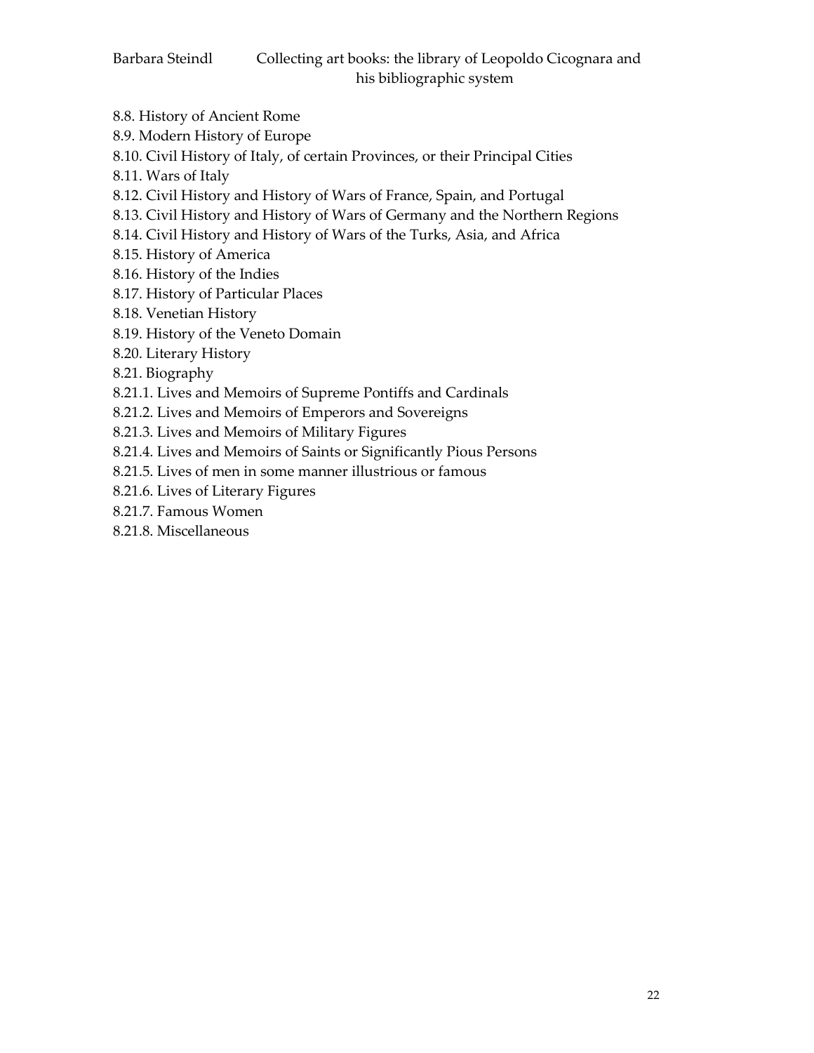8.8. History of Ancient Rome

8.9. Modern History of Europe

8.10. Civil History of Italy, of certain Provinces, or their Principal Cities

8.11. Wars of Italy

8.12. Civil History and History of Wars of France, Spain, and Portugal

8.13. Civil History and History of Wars of Germany and the Northern Regions

8.14. Civil History and History of Wars of the Turks, Asia, and Africa

8.15. History of America

8.16. History of the Indies

8.17. History of Particular Places

8.18. Venetian History

8.19. History of the Veneto Domain

8.20. Literary History

8.21. Biography

8.21.1. Lives and Memoirs of Supreme Pontiffs and Cardinals

8.21.2. Lives and Memoirs of Emperors and Sovereigns

8.21.3. Lives and Memoirs of Military Figures

8.21.4. Lives and Memoirs of Saints or Significantly Pious Persons

8.21.5. Lives of men in some manner illustrious or famous

8.21.6. Lives of Literary Figures

8.21.7. Famous Women

8.21.8. Miscellaneous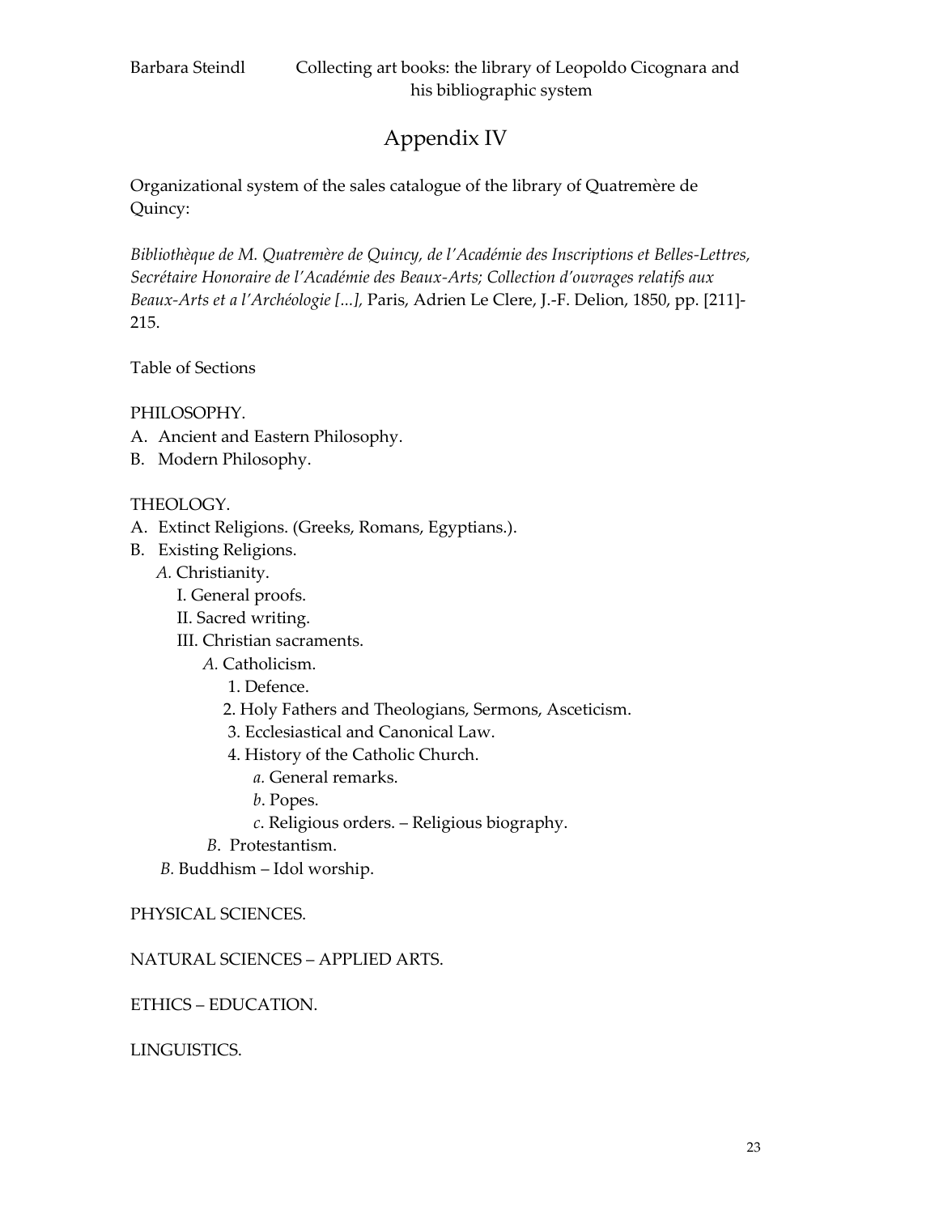# Appendix IV

Organizational system of the sales catalogue of the library of Quatremère de Quincy:

*Bibliothèque de M. Quatremère de Quincy, de l'Académie des Inscriptions et Belles-Lettres, Secrétaire Honoraire de l'Académie des Beaux-Arts; Collection d'ouvrages relatifs aux Beaux-Arts et a l'Archéologie [...],* Paris, Adrien Le Clere, J.-F. Delion, 1850, pp. [211]-215.

Table of Sections

PHILOSOPHY.

- A. Ancient and Eastern Philosophy.
- B. Modern Philosophy.

THEOLOGY.

- A. Extinct Religions. (Greeks, Romans, Egyptians.).
- B. Existing Religions.
  - *A.* Christianity.
    - I. General proofs.
    - II. Sacred writing.
    - III. Christian sacraments.
      - *A.* Catholicism.
        - 1. Defence.
        - 2. Holy Fathers and Theologians, Sermons, Asceticism.
        - 3. Ecclesiastical and Canonical Law.
        - 4. History of the Catholic Church.
          - *a*. General remarks.
          - *b*. Popes.
          - *c*. Religious orders. – Religious biography.
      - *B*. Protestantism.
  - *B.* Buddhism – Idol worship.

PHYSICAL SCIENCES.

NATURAL SCIENCES – APPLIED ARTS.

ETHICS – EDUCATION.

LINGUISTICS.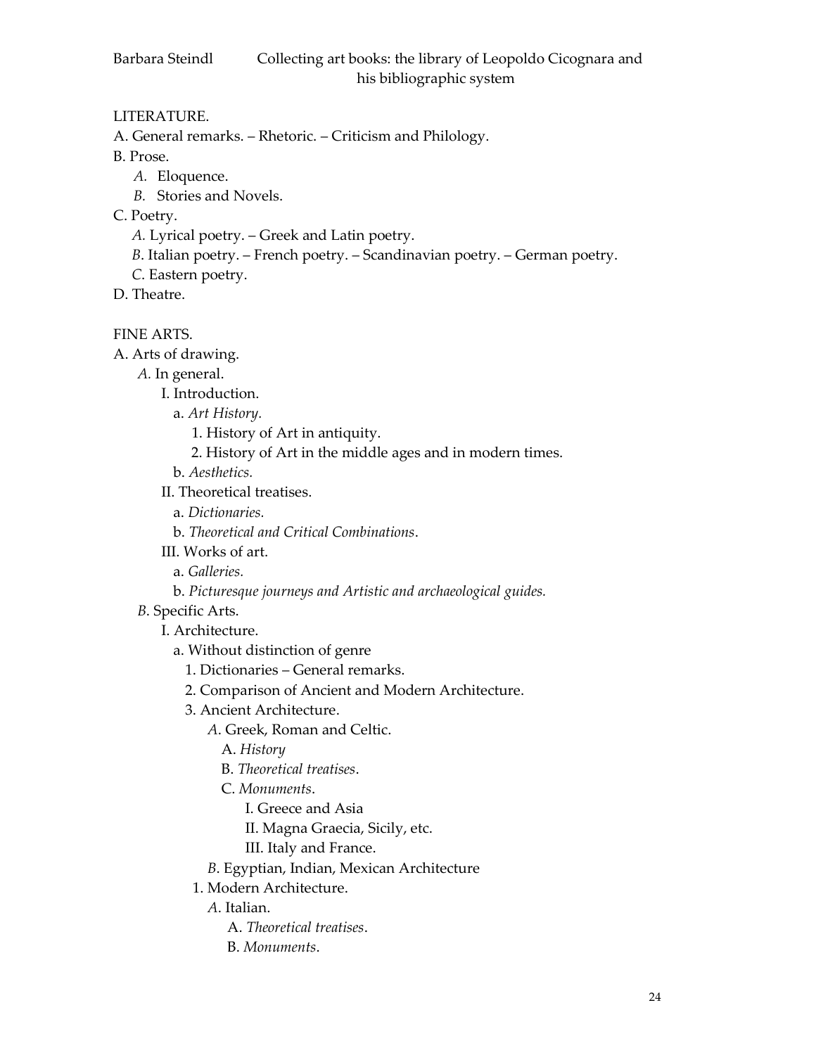LITERATURE.

A. General remarks. – Rhetoric. – Criticism and Philology.

B. Prose.

- *A.* Eloquence.
- *B.* Stories and Novels.

C. Poetry.

- *A.* Lyrical poetry. – Greek and Latin poetry.
- *B*. Italian poetry. – French poetry. – Scandinavian poetry. – German poetry.
- *C*. Eastern poetry.

D. Theatre.

FINE ARTS.

A. Arts of drawing.

- *A.* In general.
  - I. Introduction.
    - a. *Art History.*
      - 1. History of Art in antiquity.
      - 2. History of Art in the middle ages and in modern times.
    - b. *Aesthetics.*
  - II. Theoretical treatises.
    - a. *Dictionaries.*
    - b. *Theoretical and Critical Combinations*.
  - III. Works of art.
    - a. *Galleries.*
    - b. *Picturesque journeys and Artistic and archaeological guides.*
- *B*. Specific Arts.
  - I. Architecture.
    - a. Without distinction of genre
      - 1. Dictionaries – General remarks.
      - 2. Comparison of Ancient and Modern Architecture.
      - 3. Ancient Architecture.
        - *A*. Greek, Roman and Celtic.
          - A. *History*
          - B. *Theoretical treatises*.
          - C. *Monuments*.
            - I. Greece and Asia
            - II. Magna Graecia, Sicily, etc.
            - III. Italy and France.
        - *B*. Egyptian, Indian, Mexican Architecture
      - 1. Modern Architecture.
        - *A*. Italian.
          - A. *Theoretical treatises*.
          - B. *Monuments*.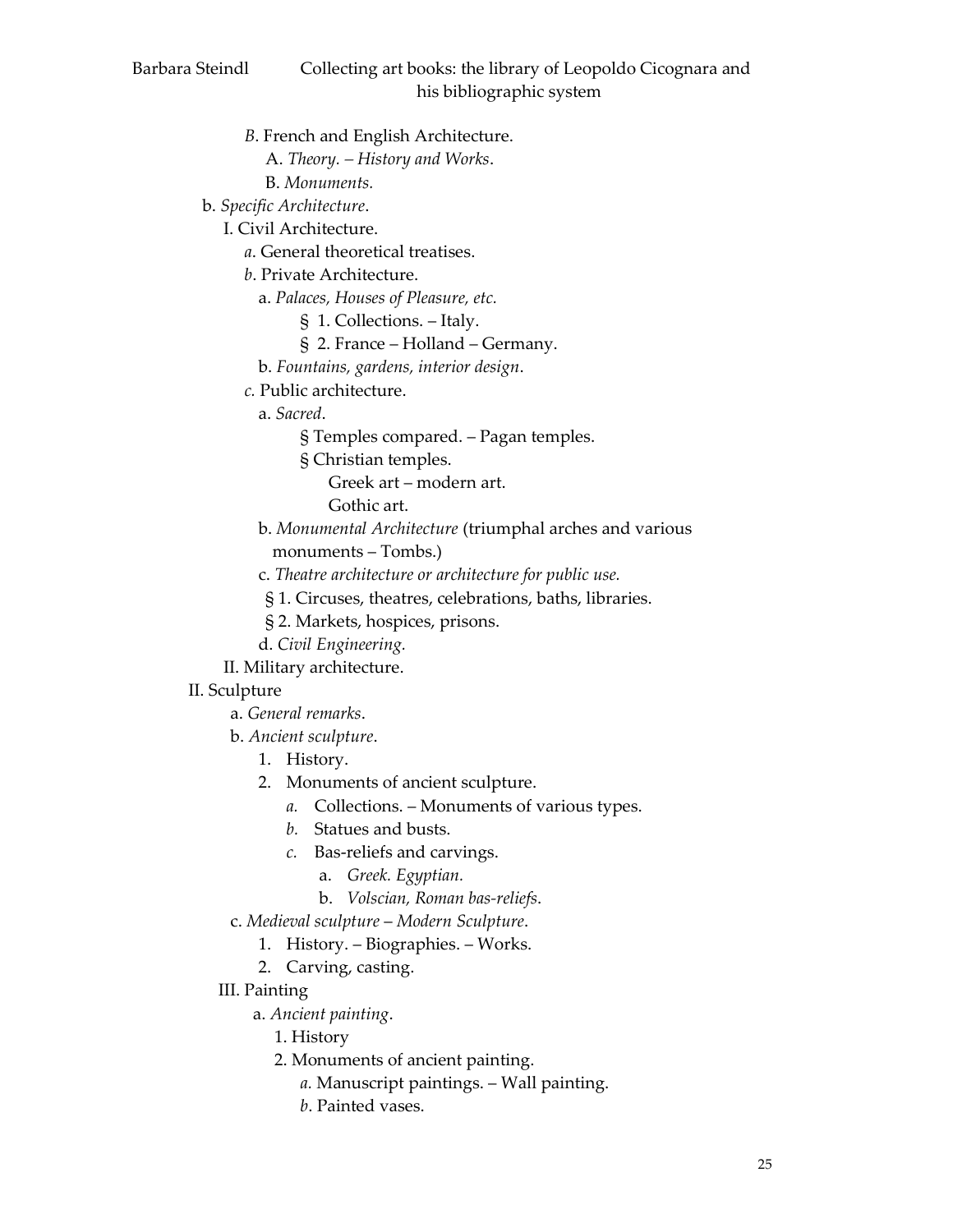- *B*. French and English Architecture.
  - A. *Theory. – History and Works*.
  - B. *Monuments.*
- b. *Specific Architecture*.
  - I. Civil Architecture.
    - *a*. General theoretical treatises.
    - *b*. Private Architecture.
      - a. *Palaces, Houses of Pleasure, etc.*
        - § 1. Collections. – Italy.
        - § 2. France – Holland – Germany.
      - b. *Fountains, gardens, interior design*.
    - *c.* Public architecture.
      - a. *Sacred*.
        - § Temples compared. – Pagan temples.
        - § Christian temples.
          - Greek art – modern art.
          - Gothic art.
      - b. *Monumental Architecture* (triumphal arches and various monuments – Tombs.)
      - c. *Theatre architecture or architecture for public use.*
        - § 1. Circuses, theatres, celebrations, baths, libraries.
        - § 2. Markets, hospices, prisons.
      - d. *Civil Engineering.*
  - II. Military architecture.

II. Sculpture
- a. *General remarks*.
- b. *Ancient sculpture*.
  1. History.
  2. Monuments of ancient sculpture.
     - *a.* Collections. – Monuments of various types.
     - *b.* Statues and busts.
     - *c.* Bas-reliefs and carvings.
       - a. *Greek. Egyptian.*
       - b. *Volscian, Roman bas-reliefs*.
- c. *Medieval sculpture – Modern Sculpture*.
  1. History. – Biographies. – Works.
  2. Carving, casting.

III. Painting
- a. *Ancient painting*.
  1. History
  2. Monuments of ancient painting.
     - *a.* Manuscript paintings. – Wall painting.
     - *b*. Painted vases.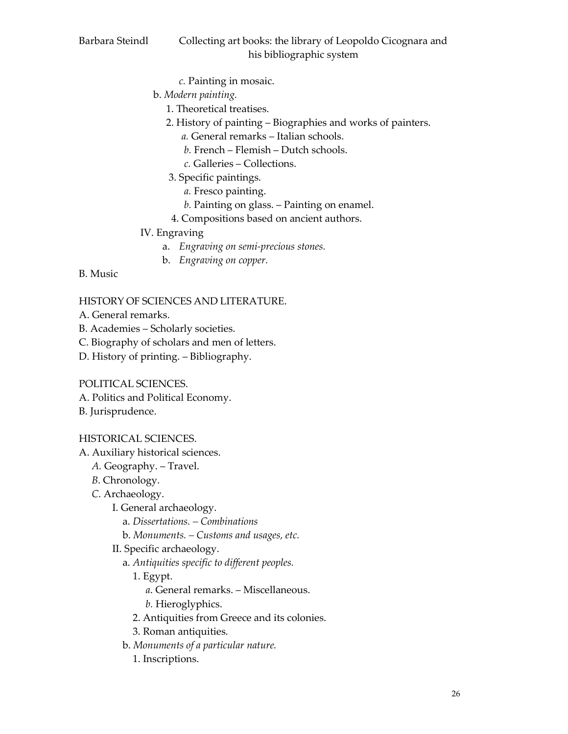- *c.* Painting in mosaic.
  - b. *Modern painting.*
    - 1. Theoretical treatises.
    - 2. History of painting – Biographies and works of painters.
      - *a.* General remarks – Italian schools.
      - *b.* French – Flemish – Dutch schools.
      - *c.* Galleries – Collections.
    - 3. Specific paintings.
      - *a.* Fresco painting.
      - *b.* Painting on glass. – Painting on enamel.
    - 4. Compositions based on ancient authors.
- IV. Engraving
  - a. *Engraving on semi-precious stones.*
  - b. *Engraving on copper.*

B. Music

HISTORY OF SCIENCES AND LITERATURE.

A. General remarks.
B. Academies – Scholarly societies.
C. Biography of scholars and men of letters.
D. History of printing. – Bibliography.

POLITICAL SCIENCES.

A. Politics and Political Economy.
B. Jurisprudence.

HISTORICAL SCIENCES.

A. Auxiliary historical sciences.
- *A.* Geography. – Travel.
- *B*. Chronology.
- *C*. Archaeology.
  - I. General archaeology.
    - a. *Dissertations. – Combinations*
    - b. *Monuments. – Customs and usages, etc.*
  - II. Specific archaeology.
    - a. *Antiquities specific to different peoples.*
      - 1. Egypt.
        - *a*. General remarks. – Miscellaneous.
        - *b.* Hieroglyphics.
      - 2. Antiquities from Greece and its colonies.
      - 3. Roman antiquities.
    - b. *Monuments of a particular nature.*
      - 1. Inscriptions.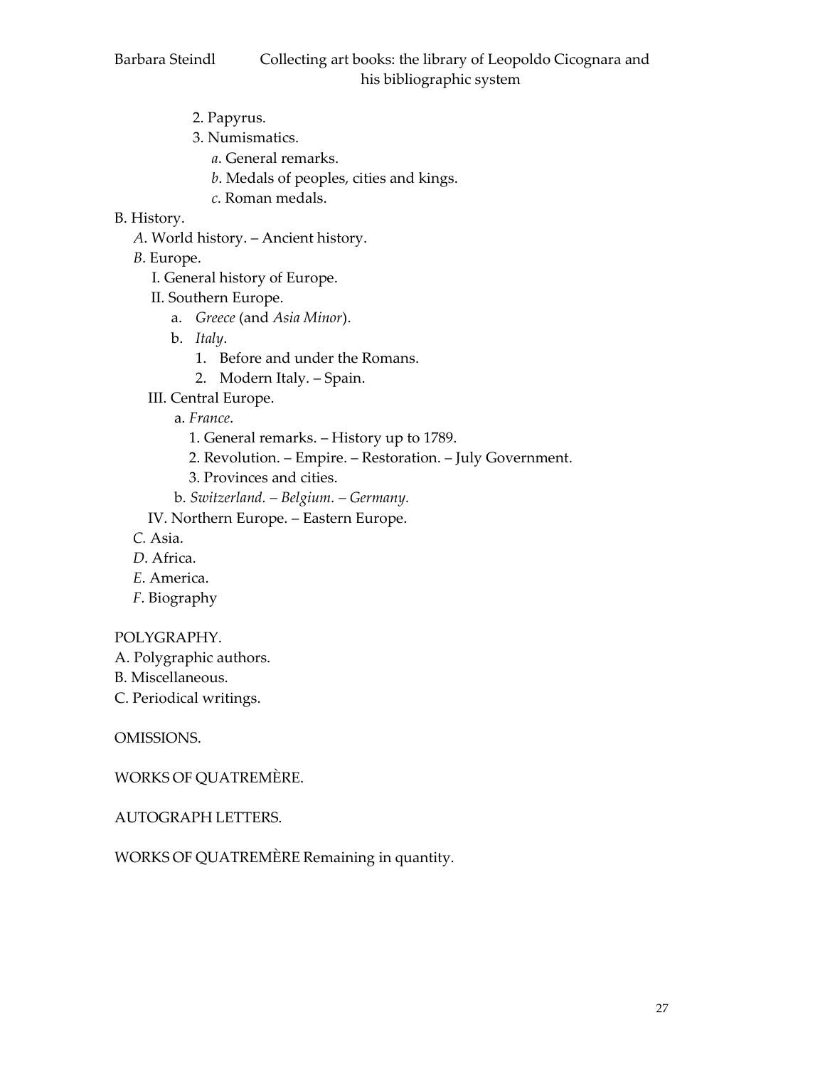2. Papyrus.

3. Numismatics.

*a*. General remarks.

*b*. Medals of peoples, cities and kings.

*c*. Roman medals.

B. History.

*A*. World history. – Ancient history.

*B*. Europe.

I. General history of Europe.

II. Southern Europe.

a. *Greece* (and *Asia Minor*).

b. *Italy*.

1. Before and under the Romans.
2. Modern Italy. – Spain.

III. Central Europe.

a. *France*.

1. General remarks. – History up to 1789.
2. Revolution. – Empire. – Restoration. – July Government.
3. Provinces and cities.

b. *Switzerland. – Belgium. – Germany.*

IV. Northern Europe. – Eastern Europe.

*C.* Asia.

*D*. Africa.

*E*. America.

*F*. Biography

POLYGRAPHY.

A. Polygraphic authors.

B. Miscellaneous.

C. Periodical writings.

OMISSIONS.

WORKS OF QUATREMÈRE.

AUTOGRAPH LETTERS.

WORKS OF QUATREMÈRE Remaining in quantity.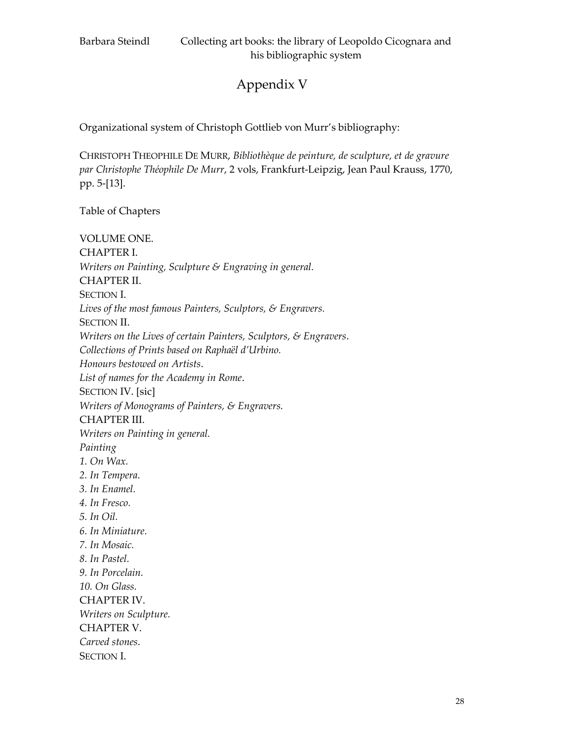# Appendix V

Organizational system of Christoph Gottlieb von Murr's bibliography:

CHRISTOPH THEOPHILE DE MURR, *Bibliothèque de peinture, de sculpture, et de gravure par Christophe Théophile De Murr*, 2 vols, Frankfurt-Leipzig, Jean Paul Krauss, 1770, pp. 5-[13].

Table of Chapters

VOLUME ONE.
CHAPTER I.
*Writers on Painting, Sculpture & Engraving in general.*
CHAPTER II.
SECTION I.
*Lives of the most famous Painters, Sculptors, & Engravers.*
SECTION II.
*Writers on the Lives of certain Painters, Sculptors, & Engravers*.
*Collections of Prints based on Raphaël d'Urbino.*
*Honours bestowed on Artists*.
*List of names for the Academy in Rome*.
SECTION IV. [sic]
*Writers of Monograms of Painters, & Engravers.*
CHAPTER III.
*Writers on Painting in general.*
*Painting*
*1. On Wax.*
*2. In Tempera.*
*3. In Enamel.*
*4. In Fresco.*
*5. In Oil.*
*6. In Miniature.*
*7. In Mosaic.*
*8. In Pastel.*
*9. In Porcelain.*
*10. On Glass.*
CHAPTER IV.
*Writers on Sculpture.*
CHAPTER V.
*Carved stones*.
SECTION I.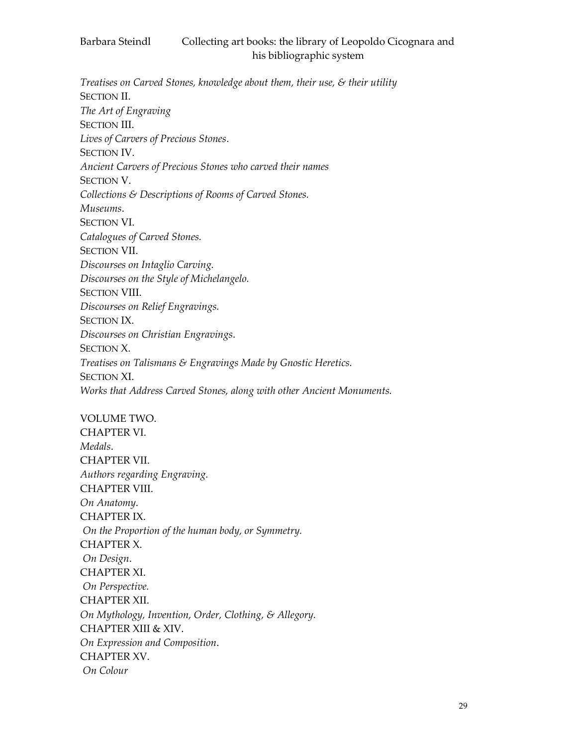*Treatises on Carved Stones, knowledge about them, their use, & their utility*
SECTION II.
*The Art of Engraving*
SECTION III.
*Lives of Carvers of Precious Stones*.
SECTION IV.
*Ancient Carvers of Precious Stones who carved their names*
SECTION V.
*Collections & Descriptions of Rooms of Carved Stones.*
*Museums*.
SECTION VI.
*Catalogues of Carved Stones.*
SECTION VII.
*Discourses on Intaglio Carving.*
*Discourses on the Style of Michelangelo.*
SECTION VIII.
*Discourses on Relief Engravings.*
SECTION IX.
*Discourses on Christian Engravings*.
SECTION X.
*Treatises on Talismans & Engravings Made by Gnostic Heretics.*
SECTION XI.
*Works that Address Carved Stones, along with other Ancient Monuments.*

VOLUME TWO.
CHAPTER VI.
*Medals*.
CHAPTER VII.
*Authors regarding Engraving.*
CHAPTER VIII.
*On Anatomy*.
CHAPTER IX.
*On the Proportion of the human body, or Symmetry.*
CHAPTER X.
*On Design*.
CHAPTER XI.
*On Perspective.*
CHAPTER XII.
*On Mythology, Invention, Order, Clothing, & Allegory.*
CHAPTER XIII & XIV.
*On Expression and Composition*.
CHAPTER XV.
*On Colour*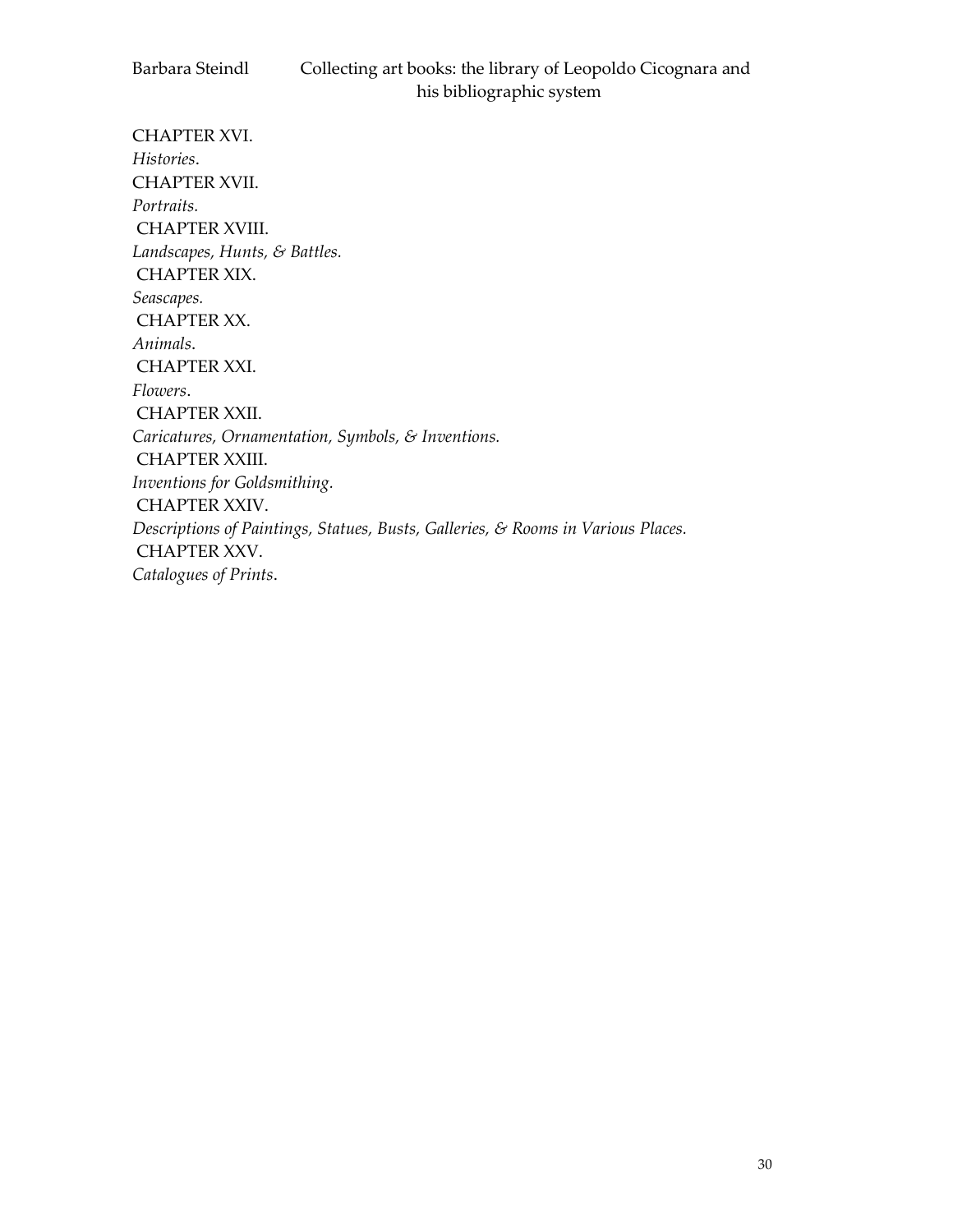CHAPTER XVI.
*Histories*.
CHAPTER XVII.
*Portraits.*
CHAPTER XVIII.
*Landscapes, Hunts, & Battles.*
CHAPTER XIX.
*Seascapes.*
CHAPTER XX.
*Animals*.
CHAPTER XXI.
*Flowers*.
CHAPTER XXII.
*Caricatures, Ornamentation, Symbols, & Inventions.*
CHAPTER XXIII.
*Inventions for Goldsmithing.*
CHAPTER XXIV.
*Descriptions of Paintings, Statues, Busts, Galleries, & Rooms in Various Places.*
CHAPTER XXV.
*Catalogues of Prints*.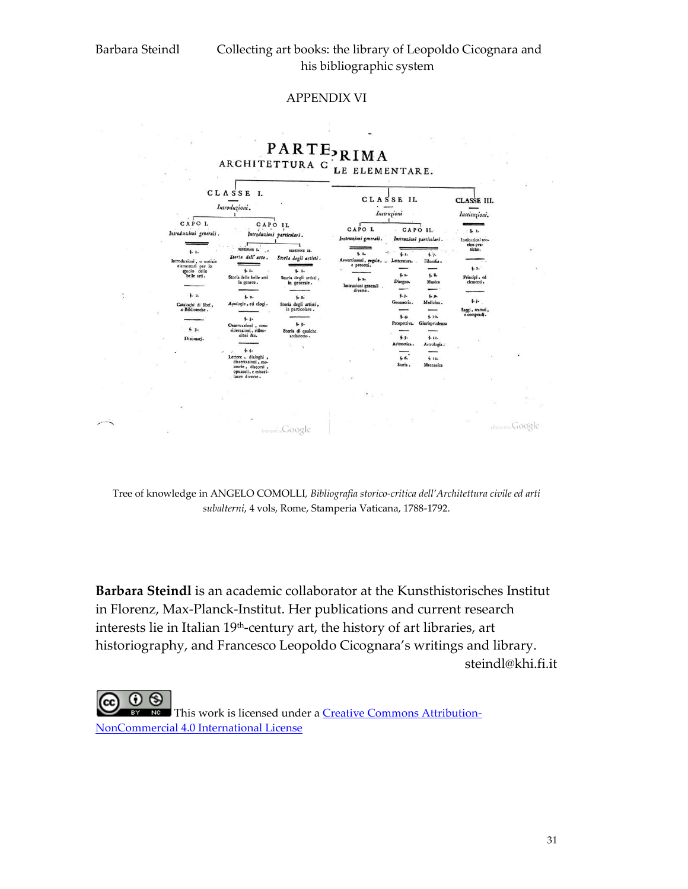## APPENDIX VI

PARTE PRIMA
ARCHITETTURA C[IVI]LE ELEMENTARE.

CLASSE I.
*Introduzioni.*

CAPO I.
*Introduzioni generali.*

§. 1.
Introduzioni, o notizie elementari per lo studio delle belle arti.

§. 2.
Cataloghi di libri, o Biblioteche.

§. 3.
Dizionarj.

CAPO II.
*Introduzioni particolari.*

SESSIONE I.
*Storia dell' arte.*

§. 1.
Storia delle belle arti in genere.

§. 2.
Apologie, ed elogi.

§. 3.
Osservazioni, considerazioni, riflessioni &c.

§. 4.
Lettere, dialoghi, dissertazioni, memorie, discorsi, opuscoli, e miscellanee diverse.

SESSIONE II.
*Storia degli artisti.*

§. 1.
Storia degli artisti, in generale.

§. 2.
Storia degli artisti, in particolare.

§. 3.
Storia di qualche architetto.

CLASSE II.
*Instruzioni*

CAPO I.
*Instruzioni generali.*

§. 1.
Avvertimenti, regole, e precetti.

§. 2.
Instruzioni generali diverse.

CAPO II.
*Instruzioni particolari.*

§. 1.
Letteratura.

§. 2.
Disegno.

§. 3.
Geometria.

§. 4.
Prospettiva.

§. 5.
Aritmetica.

§. 6.
Storia.

§. 7.
Filosofia.

§. 8.
Musica

§. 9.
Medicina.

§. 10.
Giurisprudenza

§. 11.
Astrologia.

§. 12.
Meccanica

CLASSE III.
*Instituzioni.*

§. 1.
Instituzioni teorico-pratiche.

§. 2.
Principj, ed elementi.

§. 3.
Saggi, trattati, e compendj.

Tree of knowledge in ANGELO COMOLLI, *Bibliografia storico-critica dell'Architettura civile ed arti subalterni*, 4 vols, Rome, Stamperia Vaticana, 1788-1792.

**Barbara Steindl** is an academic collaborator at the Kunsthistorisches Institut in Florenz, Max-Planck-Institut. Her publications and current research interests lie in Italian 19th-century art, the history of art libraries, art historiography, and Francesco Leopoldo Cicognara's writings and library.

steindl@khi.fi.it

This work is licensed under a [Creative Commons Attribution-NonCommercial 4.0 International License](https://creativecommons.org/licenses/by-nc/4.0/)